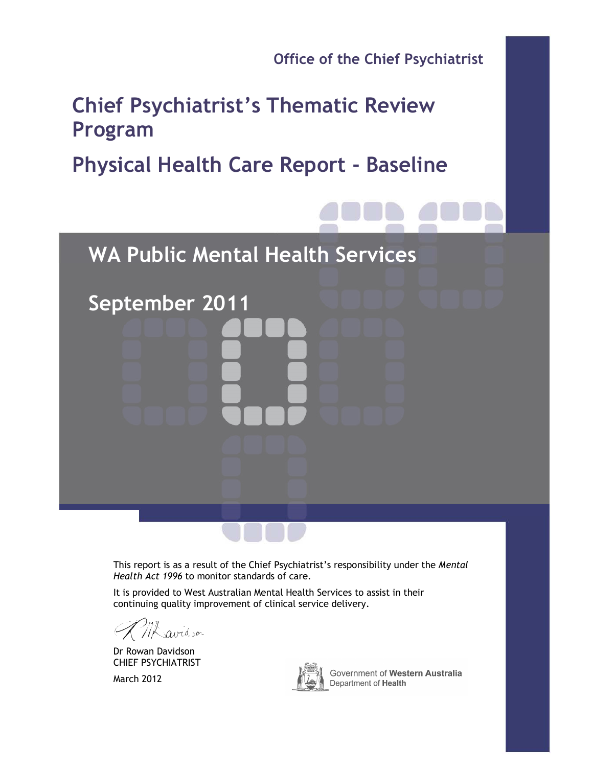Office of the Chief Psychiatrist

# Chief Psychiatrist's Thematic Review Program

# Physical Health Care Report - Baseline

## WA Public Mental Health Services

## September 2011

This report is as a result of the Chief Psychiatrist's responsibility under the *Mental Health Act 1996* to monitor standards of care.

It is provided to West Australian Mental Health Services to assist in their continuing quality improvement of clinical service delivery.

Dr Rowan Davidson
CHIEF PSYCHIATRIST

March 2012

Government of **Western Australia**
Department of **Health**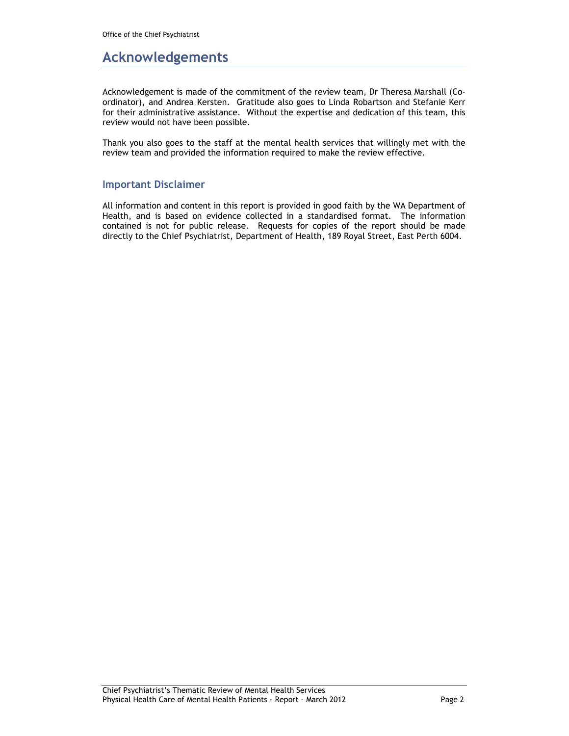# Acknowledgements

Acknowledgement is made of the commitment of the review team, Dr Theresa Marshall (Co-ordinator), and Andrea Kersten. Gratitude also goes to Linda Robartson and Stefanie Kerr for their administrative assistance. Without the expertise and dedication of this team, this review would not have been possible.

Thank you also goes to the staff at the mental health services that willingly met with the review team and provided the information required to make the review effective.

## Important Disclaimer

All information and content in this report is provided in good faith by the WA Department of Health, and is based on evidence collected in a standardised format. The information contained is not for public release. Requests for copies of the report should be made directly to the Chief Psychiatrist, Department of Health, 189 Royal Street, East Perth 6004.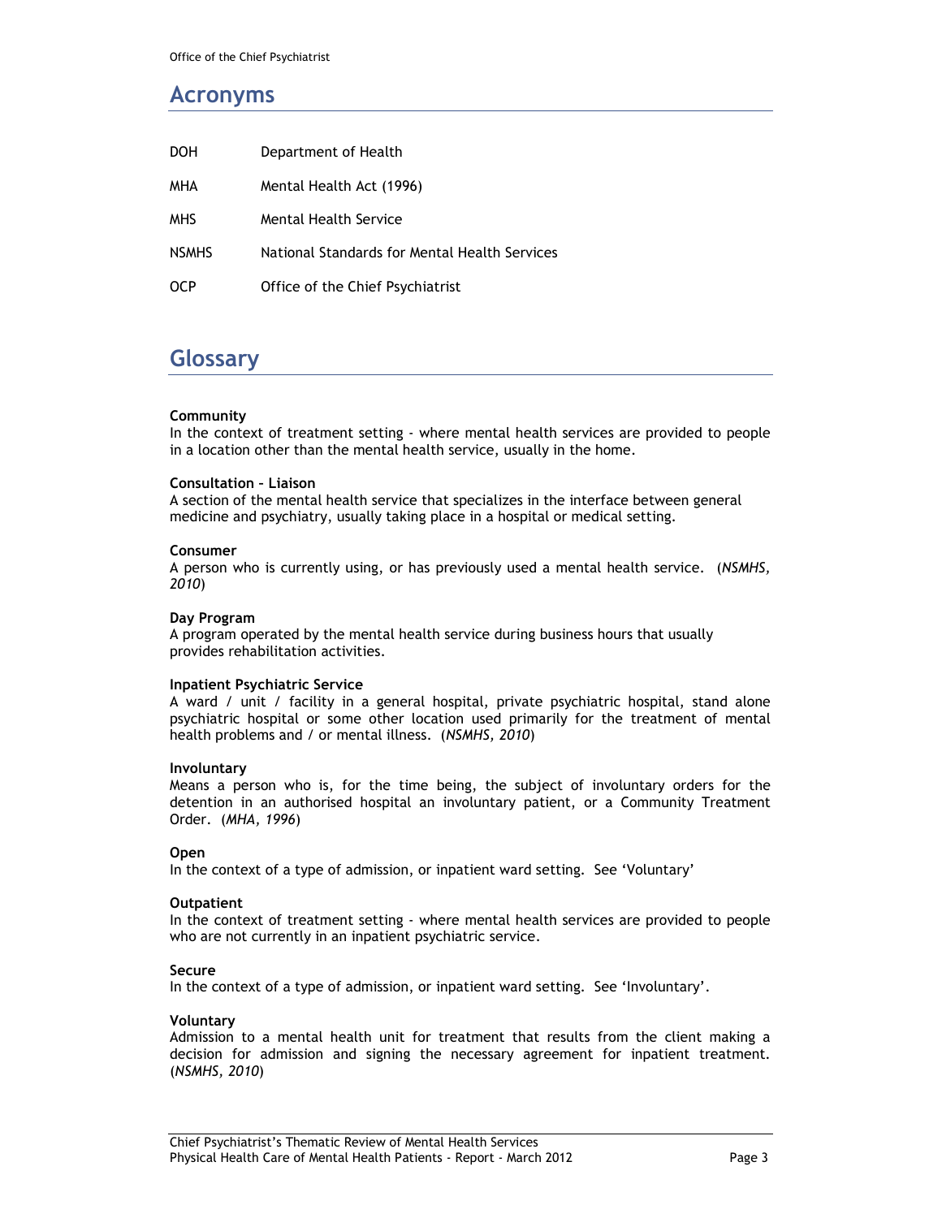## Acronyms

| | |
|---|---|
| DOH | Department of Health |
| MHA | Mental Health Act (1996) |
| MHS | Mental Health Service |
| NSMHS | National Standards for Mental Health Services |
| OCP | Office of the Chief Psychiatrist |

## Glossary

**Community**
In the context of treatment setting - where mental health services are provided to people in a location other than the mental health service, usually in the home.

**Consultation – Liaison**
A section of the mental health service that specializes in the interface between general medicine and psychiatry, usually taking place in a hospital or medical setting.

**Consumer**
A person who is currently using, or has previously used a mental health service. (*NSMHS, 2010*)

**Day Program**
A program operated by the mental health service during business hours that usually provides rehabilitation activities.

**Inpatient Psychiatric Service**
A ward / unit / facility in a general hospital, private psychiatric hospital, stand alone psychiatric hospital or some other location used primarily for the treatment of mental health problems and / or mental illness. (*NSMHS, 2010*)

**Involuntary**
Means a person who is, for the time being, the subject of involuntary orders for the detention in an authorised hospital an involuntary patient, or a Community Treatment Order. (*MHA, 1996*)

**Open**
In the context of a type of admission, or inpatient ward setting. See 'Voluntary'

**Outpatient**
In the context of treatment setting - where mental health services are provided to people who are not currently in an inpatient psychiatric service.

**Secure**
In the context of a type of admission, or inpatient ward setting. See 'Involuntary'.

**Voluntary**
Admission to a mental health unit for treatment that results from the client making a decision for admission and signing the necessary agreement for inpatient treatment. (*NSMHS, 2010*)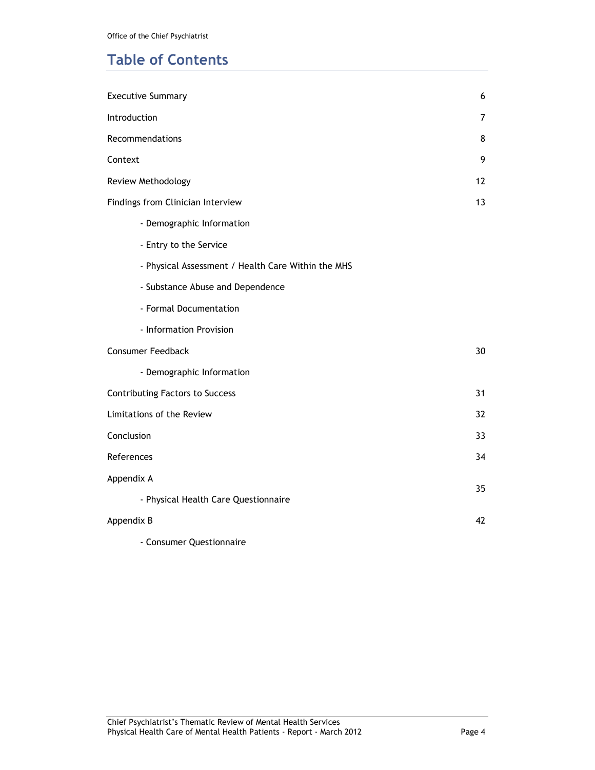# Table of Contents

| | |
|---|---|
| Executive Summary | 6 |
| Introduction | 7 |
| Recommendations | 8 |
| Context | 9 |
| Review Methodology | 12 |
| Findings from Clinician Interview | 13 |
| - Demographic Information | |
| - Entry to the Service | |
| - Physical Assessment / Health Care Within the MHS | |
| - Substance Abuse and Dependence | |
| - Formal Documentation | |
| - Information Provision | |
| Consumer Feedback | 30 |
| - Demographic Information | |
| Contributing Factors to Success | 31 |
| Limitations of the Review | 32 |
| Conclusion | 33 |
| References | 34 |
| Appendix A<br>- Physical Health Care Questionnaire | 35 |
| Appendix B | 42 |
| - Consumer Questionnaire | |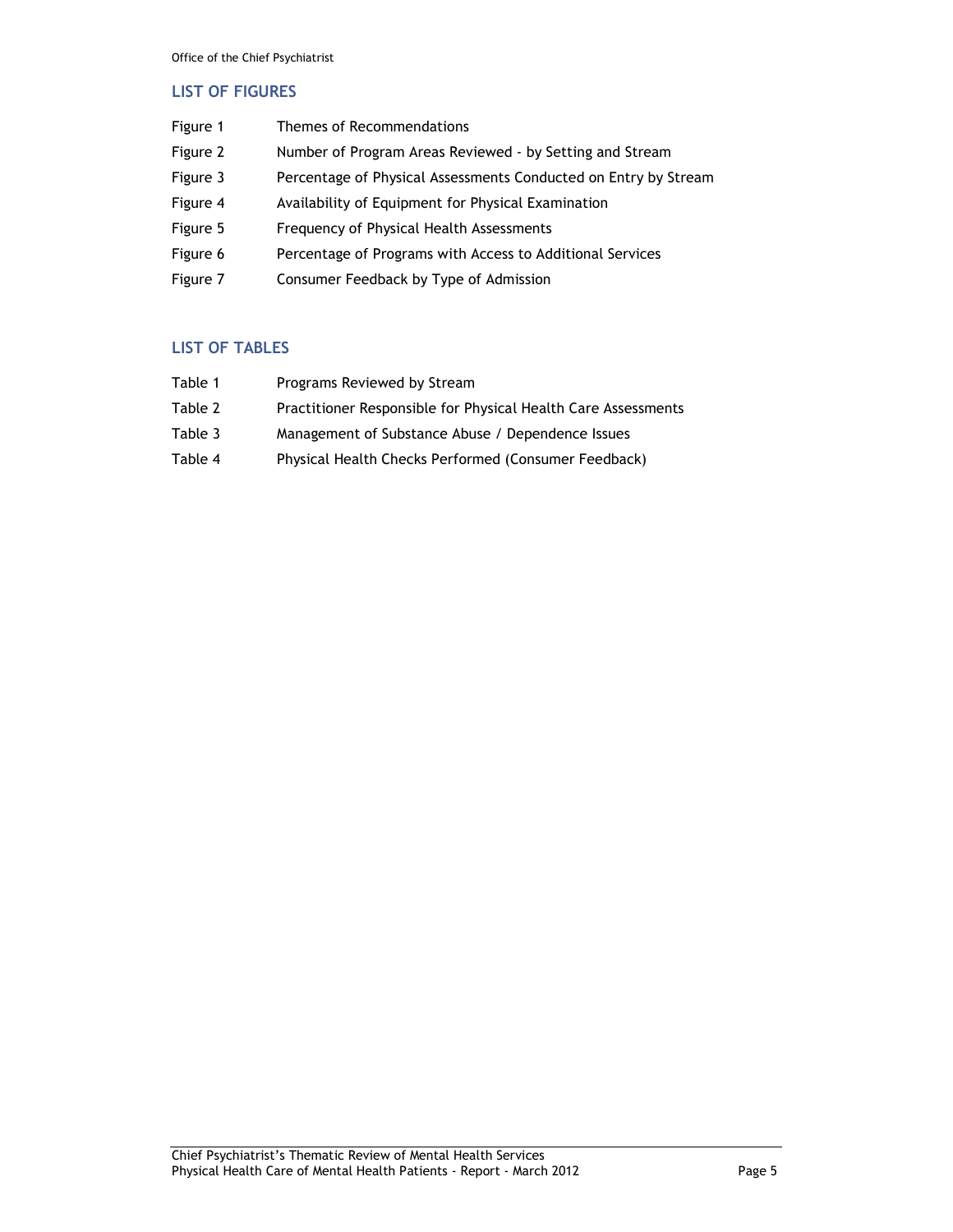## LIST OF FIGURES

| | |
|---|---|
| Figure 1 | Themes of Recommendations |
| Figure 2 | Number of Program Areas Reviewed - by Setting and Stream |
| Figure 3 | Percentage of Physical Assessments Conducted on Entry by Stream |
| Figure 4 | Availability of Equipment for Physical Examination |
| Figure 5 | Frequency of Physical Health Assessments |
| Figure 6 | Percentage of Programs with Access to Additional Services |
| Figure 7 | Consumer Feedback by Type of Admission |

## LIST OF TABLES

| | |
|---|---|
| Table 1 | Programs Reviewed by Stream |
| Table 2 | Practitioner Responsible for Physical Health Care Assessments |
| Table 3 | Management of Substance Abuse / Dependence Issues |
| Table 4 | Physical Health Checks Performed (Consumer Feedback) |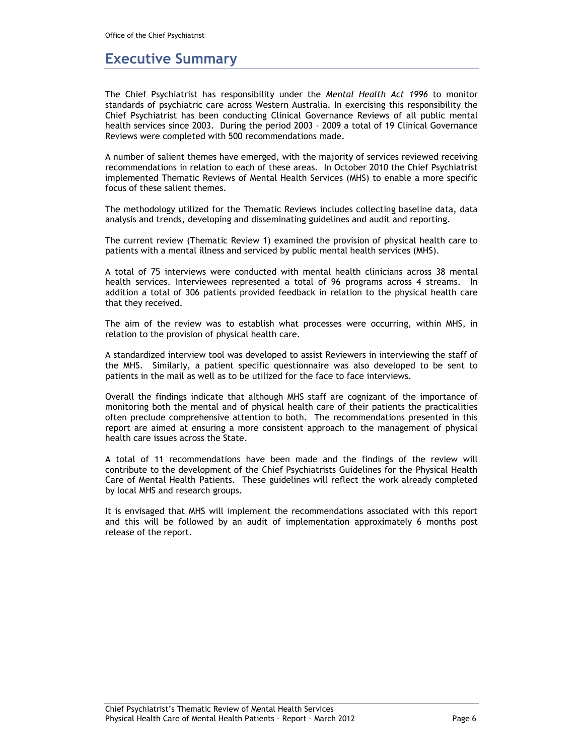# Executive Summary

The Chief Psychiatrist has responsibility under the *Mental Health Act 1996* to monitor standards of psychiatric care across Western Australia. In exercising this responsibility the Chief Psychiatrist has been conducting Clinical Governance Reviews of all public mental health services since 2003. During the period 2003 – 2009 a total of 19 Clinical Governance Reviews were completed with 500 recommendations made.

A number of salient themes have emerged, with the majority of services reviewed receiving recommendations in relation to each of these areas. In October 2010 the Chief Psychiatrist implemented Thematic Reviews of Mental Health Services (MHS) to enable a more specific focus of these salient themes.

The methodology utilized for the Thematic Reviews includes collecting baseline data, data analysis and trends, developing and disseminating guidelines and audit and reporting.

The current review (Thematic Review 1) examined the provision of physical health care to patients with a mental illness and serviced by public mental health services (MHS).

A total of 75 interviews were conducted with mental health clinicians across 38 mental health services. Interviewees represented a total of 96 programs across 4 streams. In addition a total of 306 patients provided feedback in relation to the physical health care that they received.

The aim of the review was to establish what processes were occurring, within MHS, in relation to the provision of physical health care.

A standardized interview tool was developed to assist Reviewers in interviewing the staff of the MHS. Similarly, a patient specific questionnaire was also developed to be sent to patients in the mail as well as to be utilized for the face to face interviews.

Overall the findings indicate that although MHS staff are cognizant of the importance of monitoring both the mental and of physical health care of their patients the practicalities often preclude comprehensive attention to both. The recommendations presented in this report are aimed at ensuring a more consistent approach to the management of physical health care issues across the State.

A total of 11 recommendations have been made and the findings of the review will contribute to the development of the Chief Psychiatrists Guidelines for the Physical Health Care of Mental Health Patients. These guidelines will reflect the work already completed by local MHS and research groups.

It is envisaged that MHS will implement the recommendations associated with this report and this will be followed by an audit of implementation approximately 6 months post release of the report.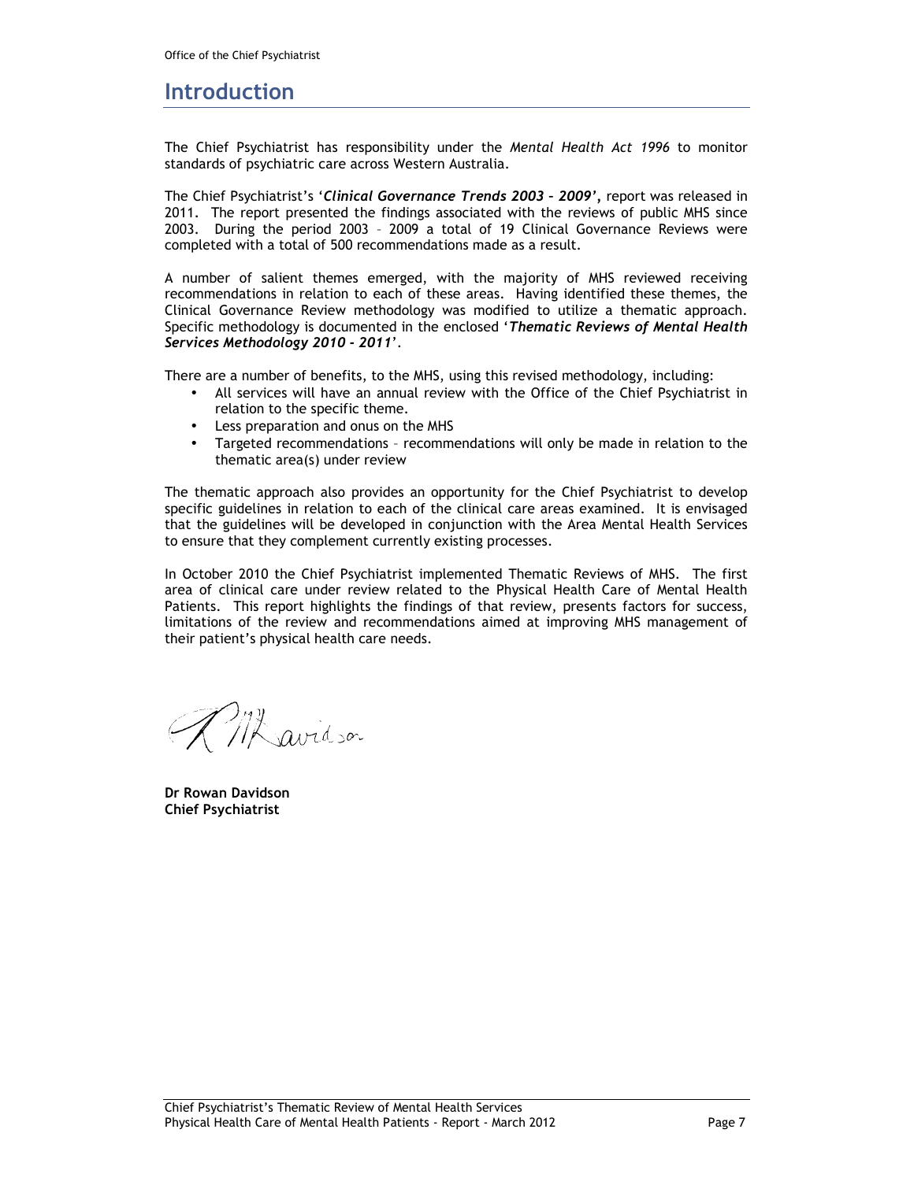# Introduction

The Chief Psychiatrist has responsibility under the *Mental Health Act 1996* to monitor standards of psychiatric care across Western Australia.

The Chief Psychiatrist's '***Clinical Governance Trends 2003 – 2009'***, report was released in 2011. The report presented the findings associated with the reviews of public MHS since 2003. During the period 2003 – 2009 a total of 19 Clinical Governance Reviews were completed with a total of 500 recommendations made as a result.

A number of salient themes emerged, with the majority of MHS reviewed receiving recommendations in relation to each of these areas. Having identified these themes, the Clinical Governance Review methodology was modified to utilize a thematic approach. Specific methodology is documented in the enclosed '***Thematic Reviews of Mental Health Services Methodology 2010 - 2011***'.

There are a number of benefits, to the MHS, using this revised methodology, including:

- All services will have an annual review with the Office of the Chief Psychiatrist in relation to the specific theme.
- Less preparation and onus on the MHS
- Targeted recommendations – recommendations will only be made in relation to the thematic area(s) under review

The thematic approach also provides an opportunity for the Chief Psychiatrist to develop specific guidelines in relation to each of the clinical care areas examined. It is envisaged that the guidelines will be developed in conjunction with the Area Mental Health Services to ensure that they complement currently existing processes.

In October 2010 the Chief Psychiatrist implemented Thematic Reviews of MHS. The first area of clinical care under review related to the Physical Health Care of Mental Health Patients. This report highlights the findings of that review, presents factors for success, limitations of the review and recommendations aimed at improving MHS management of their patient's physical health care needs.

**Dr Rowan Davidson**
**Chief Psychiatrist**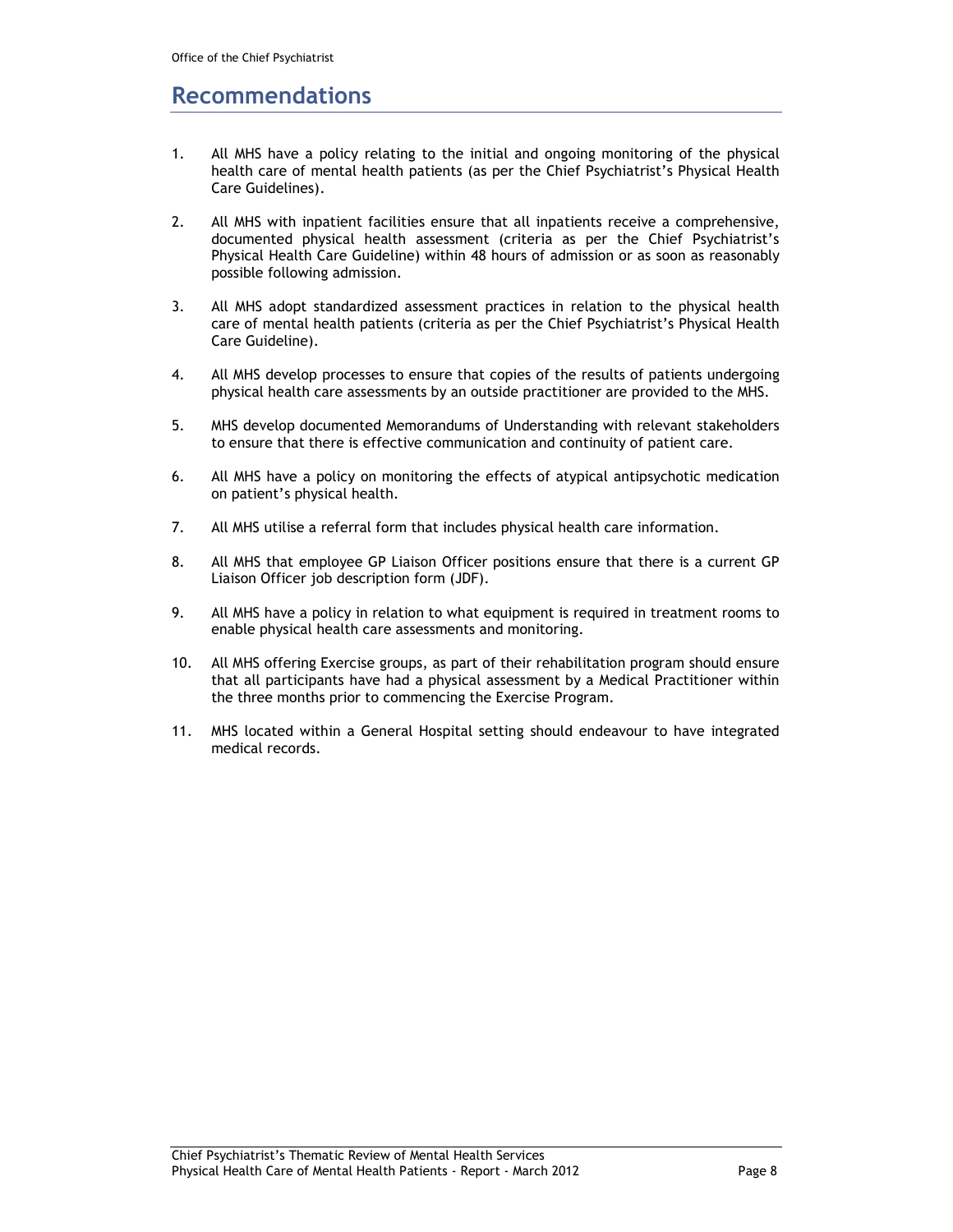# Recommendations

1. All MHS have a policy relating to the initial and ongoing monitoring of the physical health care of mental health patients (as per the Chief Psychiatrist's Physical Health Care Guidelines).
2. All MHS with inpatient facilities ensure that all inpatients receive a comprehensive, documented physical health assessment (criteria as per the Chief Psychiatrist's Physical Health Care Guideline) within 48 hours of admission or as soon as reasonably possible following admission.
3. All MHS adopt standardized assessment practices in relation to the physical health care of mental health patients (criteria as per the Chief Psychiatrist's Physical Health Care Guideline).
4. All MHS develop processes to ensure that copies of the results of patients undergoing physical health care assessments by an outside practitioner are provided to the MHS.
5. MHS develop documented Memorandums of Understanding with relevant stakeholders to ensure that there is effective communication and continuity of patient care.
6. All MHS have a policy on monitoring the effects of atypical antipsychotic medication on patient's physical health.
7. All MHS utilise a referral form that includes physical health care information.
8. All MHS that employee GP Liaison Officer positions ensure that there is a current GP Liaison Officer job description form (JDF).
9. All MHS have a policy in relation to what equipment is required in treatment rooms to enable physical health care assessments and monitoring.
10. All MHS offering Exercise groups, as part of their rehabilitation program should ensure that all participants have had a physical assessment by a Medical Practitioner within the three months prior to commencing the Exercise Program.
11. MHS located within a General Hospital setting should endeavour to have integrated medical records.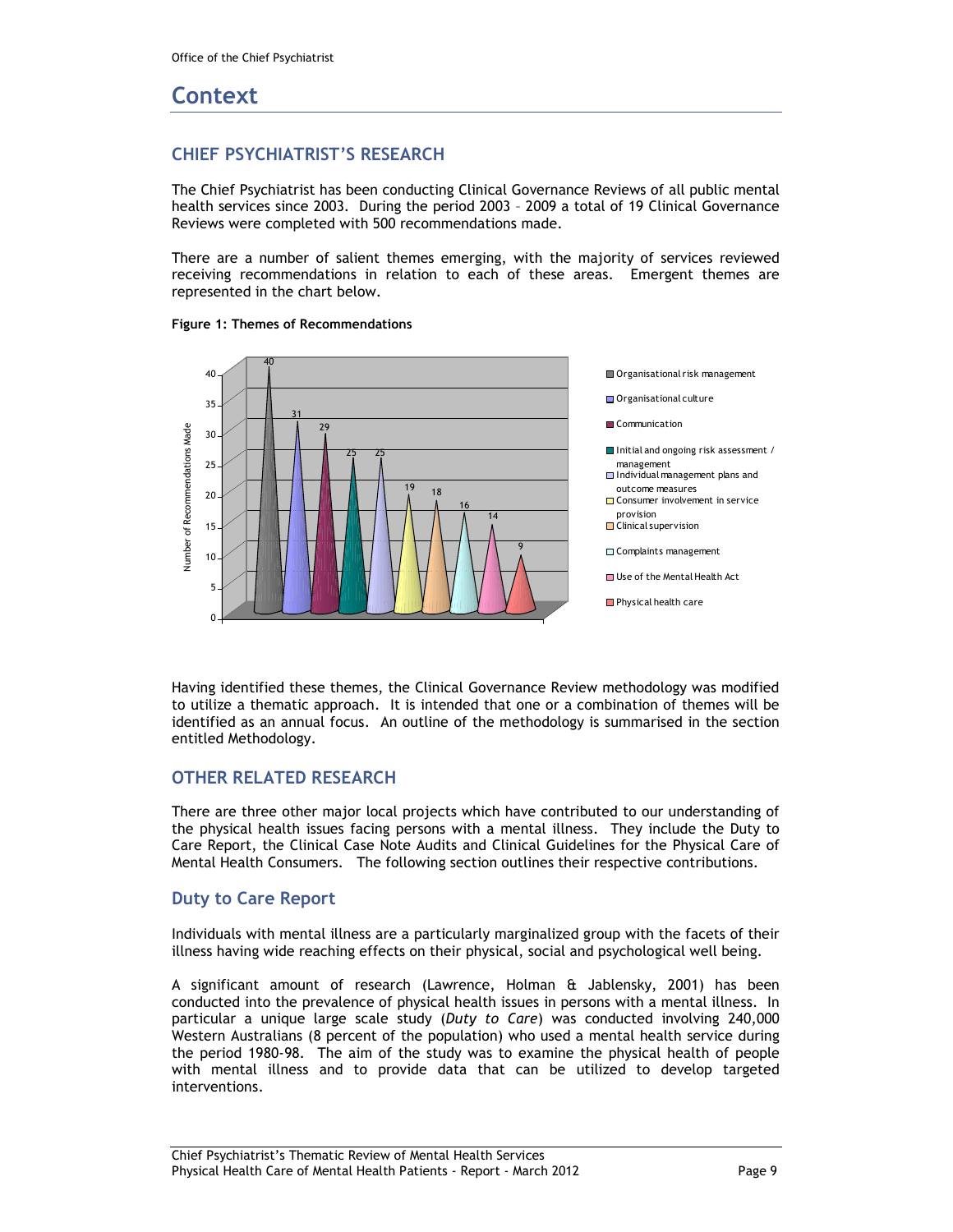# Context

## CHIEF PSYCHIATRIST'S RESEARCH

The Chief Psychiatrist has been conducting Clinical Governance Reviews of all public mental health services since 2003. During the period 2003 – 2009 a total of 19 Clinical Governance Reviews were completed with 500 recommendations made.

There are a number of salient themes emerging, with the majority of services reviewed receiving recommendations in relation to each of these areas. Emergent themes are represented in the chart below.

**Figure 1: Themes of Recommendations**

| Theme | Number of Recommendations Made |
|---|---|
| Organisational risk management | 40 |
| Organisational culture | 31 |
| Communication | 29 |
| Initial and ongoing risk assessment / management | 25 |
| Individual management plans and outcome measures | 25 |
| Consumer involvement in service provision | 19 |
| Clinical supervision | 18 |
| Complaints management | 16 |
| Use of the Mental Health Act | 14 |
| Physical health care | 9 |

Having identified these themes, the Clinical Governance Review methodology was modified to utilize a thematic approach. It is intended that one or a combination of themes will be identified as an annual focus. An outline of the methodology is summarised in the section entitled Methodology.

## OTHER RELATED RESEARCH

There are three other major local projects which have contributed to our understanding of the physical health issues facing persons with a mental illness. They include the Duty to Care Report, the Clinical Case Note Audits and Clinical Guidelines for the Physical Care of Mental Health Consumers. The following section outlines their respective contributions.

### Duty to Care Report

Individuals with mental illness are a particularly marginalized group with the facets of their illness having wide reaching effects on their physical, social and psychological well being.

A significant amount of research (Lawrence, Holman & Jablensky, 2001) has been conducted into the prevalence of physical health issues in persons with a mental illness. In particular a unique large scale study (*Duty to Care*) was conducted involving 240,000 Western Australians (8 percent of the population) who used a mental health service during the period 1980-98. The aim of the study was to examine the physical health of people with mental illness and to provide data that can be utilized to develop targeted interventions.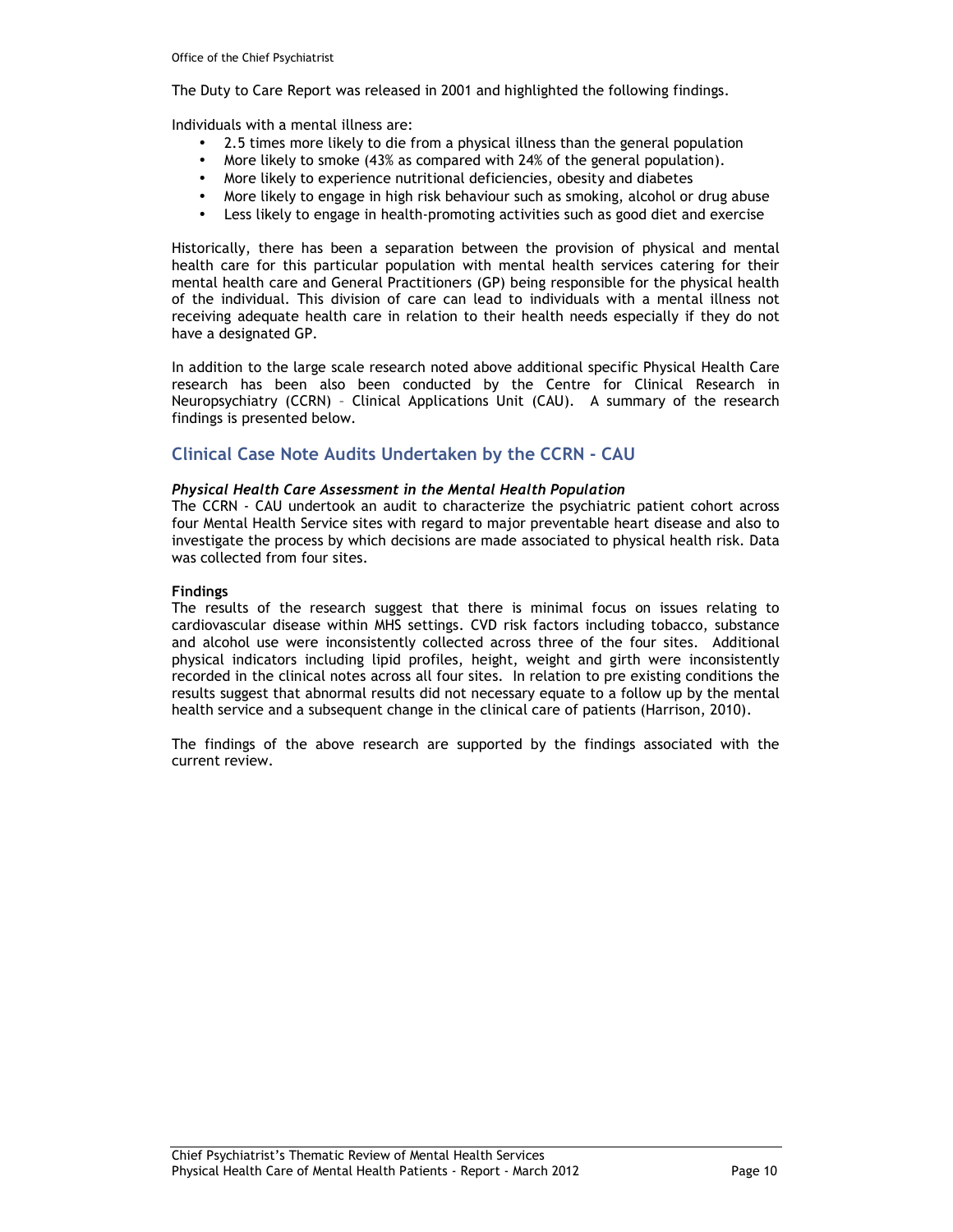The Duty to Care Report was released in 2001 and highlighted the following findings.

Individuals with a mental illness are:

- 2.5 times more likely to die from a physical illness than the general population
- More likely to smoke (43% as compared with 24% of the general population).
- More likely to experience nutritional deficiencies, obesity and diabetes
- More likely to engage in high risk behaviour such as smoking, alcohol or drug abuse
- Less likely to engage in health-promoting activities such as good diet and exercise

Historically, there has been a separation between the provision of physical and mental health care for this particular population with mental health services catering for their mental health care and General Practitioners (GP) being responsible for the physical health of the individual. This division of care can lead to individuals with a mental illness not receiving adequate health care in relation to their health needs especially if they do not have a designated GP.

In addition to the large scale research noted above additional specific Physical Health Care research has been also been conducted by the Centre for Clinical Research in Neuropsychiatry (CCRN) – Clinical Applications Unit (CAU). A summary of the research findings is presented below.

## Clinical Case Note Audits Undertaken by the CCRN - CAU

***Physical Health Care Assessment in the Mental Health Population***

The CCRN - CAU undertook an audit to characterize the psychiatric patient cohort across four Mental Health Service sites with regard to major preventable heart disease and also to investigate the process by which decisions are made associated to physical health risk. Data was collected from four sites.

**Findings**

The results of the research suggest that there is minimal focus on issues relating to cardiovascular disease within MHS settings. CVD risk factors including tobacco, substance and alcohol use were inconsistently collected across three of the four sites. Additional physical indicators including lipid profiles, height, weight and girth were inconsistently recorded in the clinical notes across all four sites. In relation to pre existing conditions the results suggest that abnormal results did not necessary equate to a follow up by the mental health service and a subsequent change in the clinical care of patients (Harrison, 2010).

The findings of the above research are supported by the findings associated with the current review.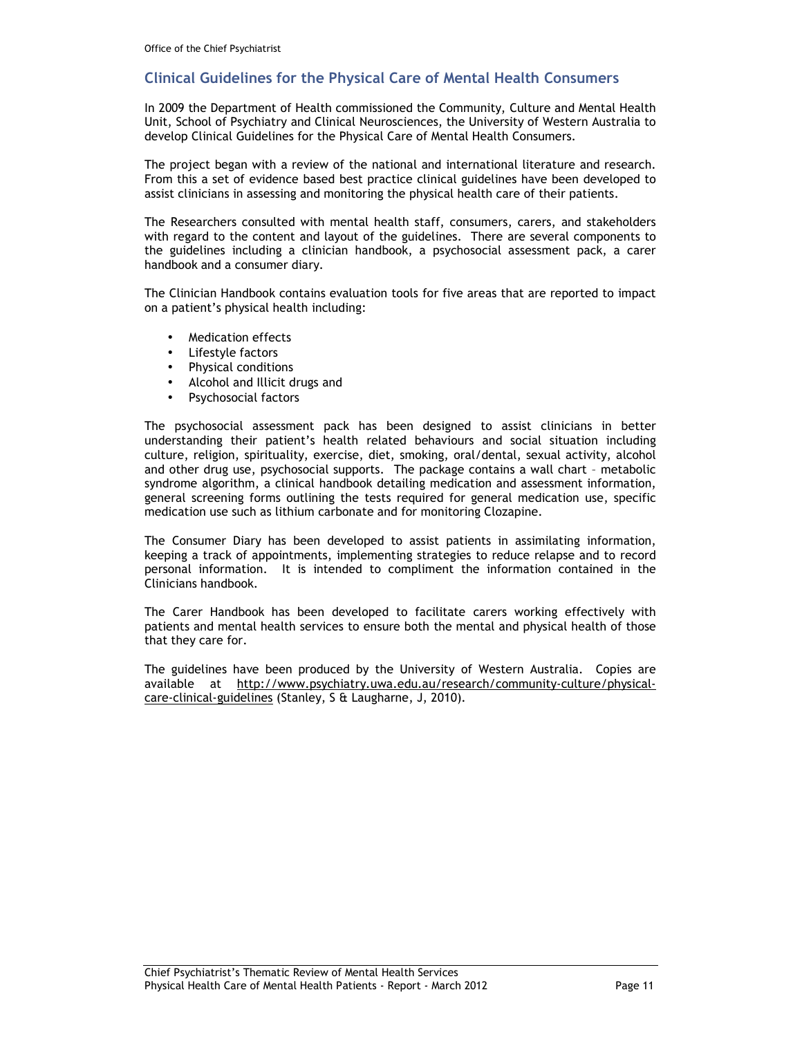## Clinical Guidelines for the Physical Care of Mental Health Consumers

In 2009 the Department of Health commissioned the Community, Culture and Mental Health Unit, School of Psychiatry and Clinical Neurosciences, the University of Western Australia to develop Clinical Guidelines for the Physical Care of Mental Health Consumers.

The project began with a review of the national and international literature and research. From this a set of evidence based best practice clinical guidelines have been developed to assist clinicians in assessing and monitoring the physical health care of their patients.

The Researchers consulted with mental health staff, consumers, carers, and stakeholders with regard to the content and layout of the guidelines. There are several components to the guidelines including a clinician handbook, a psychosocial assessment pack, a carer handbook and a consumer diary.

The Clinician Handbook contains evaluation tools for five areas that are reported to impact on a patient's physical health including:

- Medication effects
- Lifestyle factors
- Physical conditions
- Alcohol and Illicit drugs and
- Psychosocial factors

The psychosocial assessment pack has been designed to assist clinicians in better understanding their patient's health related behaviours and social situation including culture, religion, spirituality, exercise, diet, smoking, oral/dental, sexual activity, alcohol and other drug use, psychosocial supports. The package contains a wall chart – metabolic syndrome algorithm, a clinical handbook detailing medication and assessment information, general screening forms outlining the tests required for general medication use, specific medication use such as lithium carbonate and for monitoring Clozapine.

The Consumer Diary has been developed to assist patients in assimilating information, keeping a track of appointments, implementing strategies to reduce relapse and to record personal information. It is intended to compliment the information contained in the Clinicians handbook.

The Carer Handbook has been developed to facilitate carers working effectively with patients and mental health services to ensure both the mental and physical health of those that they care for.

The guidelines have been produced by the University of Western Australia. Copies are available at http://www.psychiatry.uwa.edu.au/research/community-culture/physical-care-clinical-guidelines (Stanley, S & Laugharne, J, 2010).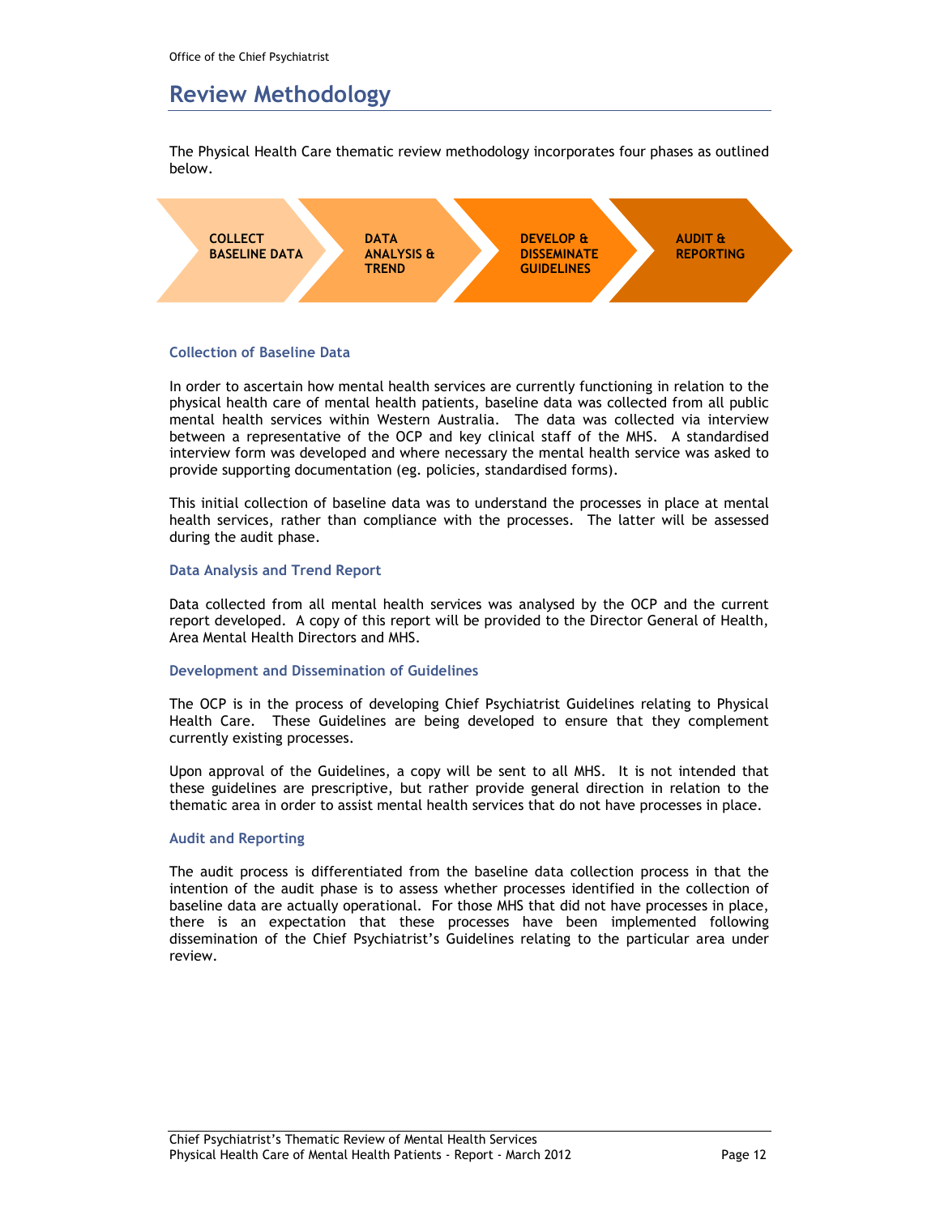# Review Methodology

The Physical Health Care thematic review methodology incorporates four phases as outlined below.

COLLECT BASELINE DATA → DATA ANALYSIS & TREND → DEVELOP & DISSEMINATE GUIDELINES → AUDIT & REPORTING

### Collection of Baseline Data

In order to ascertain how mental health services are currently functioning in relation to the physical health care of mental health patients, baseline data was collected from all public mental health services within Western Australia. The data was collected via interview between a representative of the OCP and key clinical staff of the MHS. A standardised interview form was developed and where necessary the mental health service was asked to provide supporting documentation (eg. policies, standardised forms).

This initial collection of baseline data was to understand the processes in place at mental health services, rather than compliance with the processes. The latter will be assessed during the audit phase.

### Data Analysis and Trend Report

Data collected from all mental health services was analysed by the OCP and the current report developed. A copy of this report will be provided to the Director General of Health, Area Mental Health Directors and MHS.

### Development and Dissemination of Guidelines

The OCP is in the process of developing Chief Psychiatrist Guidelines relating to Physical Health Care. These Guidelines are being developed to ensure that they complement currently existing processes.

Upon approval of the Guidelines, a copy will be sent to all MHS. It is not intended that these guidelines are prescriptive, but rather provide general direction in relation to the thematic area in order to assist mental health services that do not have processes in place.

### Audit and Reporting

The audit process is differentiated from the baseline data collection process in that the intention of the audit phase is to assess whether processes identified in the collection of baseline data are actually operational. For those MHS that did not have processes in place, there is an expectation that these processes have been implemented following dissemination of the Chief Psychiatrist's Guidelines relating to the particular area under review.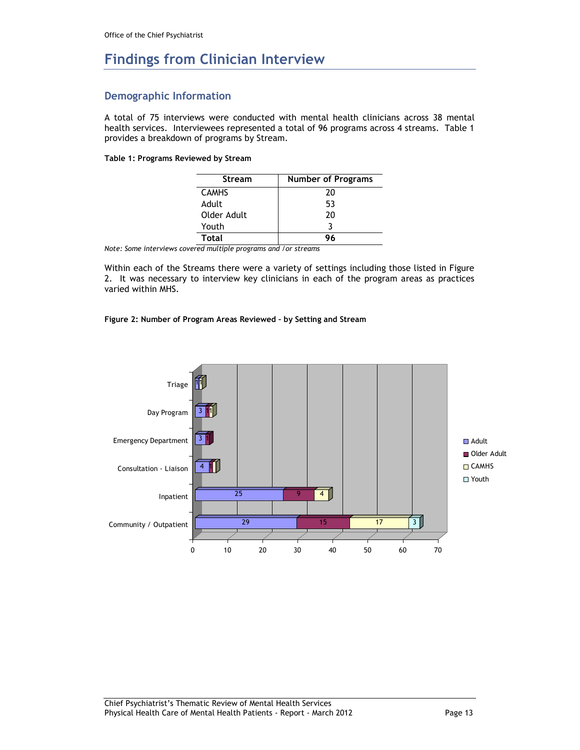# Findings from Clinician Interview

## Demographic Information

A total of 75 interviews were conducted with mental health clinicians across 38 mental health services. Interviewees represented a total of 96 programs across 4 streams. Table 1 provides a breakdown of programs by Stream.

**Table 1: Programs Reviewed by Stream**

| Stream | Number of Programs |
|---|---|
| CAMHS | 20 |
| Adult | 53 |
| Older Adult | 20 |
| Youth | 3 |
| **Total** | **96** |

*Note: Some interviews covered multiple programs and /or streams*

Within each of the Streams there were a variety of settings including those listed in Figure 2. It was necessary to interview key clinicians in each of the program areas as practices varied within MHS.

**Figure 2: Number of Program Areas Reviewed – by Setting and Stream**

| Setting | Adult | Older Adult | CAMHS | Youth |
|---|---|---|---|---|
| Triage | 1 | | 1 | |
| Day Program | 3 | 1 | 1 | |
| Emergency Department | 3 | 1 | | |
| Consultation - Liaison | 4 | 1 | 1 | |
| Inpatient | 25 | 9 | 4 | |
| Community / Outpatient | 29 | 15 | 17 | 3 |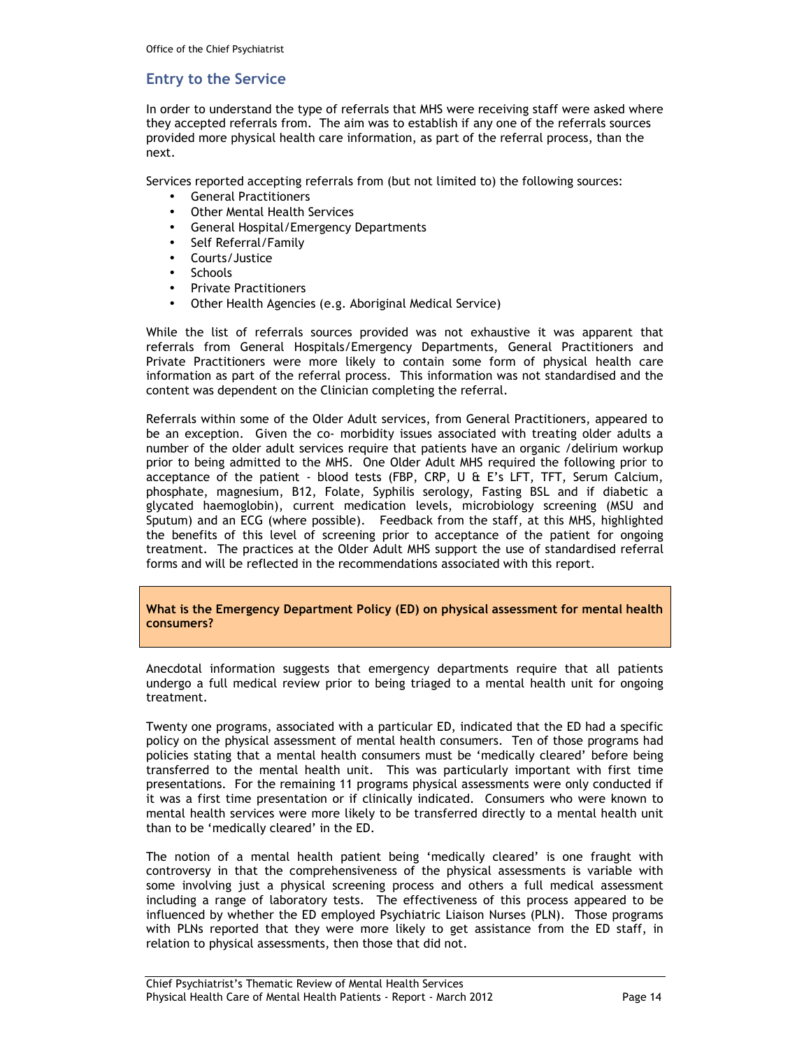## Entry to the Service

In order to understand the type of referrals that MHS were receiving staff were asked where they accepted referrals from. The aim was to establish if any one of the referrals sources provided more physical health care information, as part of the referral process, than the next.

Services reported accepting referrals from (but not limited to) the following sources:

- General Practitioners
- Other Mental Health Services
- General Hospital/Emergency Departments
- Self Referral/Family
- Courts/Justice
- Schools
- Private Practitioners
- Other Health Agencies (e.g. Aboriginal Medical Service)

While the list of referrals sources provided was not exhaustive it was apparent that referrals from General Hospitals/Emergency Departments, General Practitioners and Private Practitioners were more likely to contain some form of physical health care information as part of the referral process. This information was not standardised and the content was dependent on the Clinician completing the referral.

Referrals within some of the Older Adult services, from General Practitioners, appeared to be an exception. Given the co- morbidity issues associated with treating older adults a number of the older adult services require that patients have an organic /delirium workup prior to being admitted to the MHS. One Older Adult MHS required the following prior to acceptance of the patient - blood tests (FBP, CRP, U & E's LFT, TFT, Serum Calcium, phosphate, magnesium, B12, Folate, Syphilis serology, Fasting BSL and if diabetic a glycated haemoglobin), current medication levels, microbiology screening (MSU and Sputum) and an ECG (where possible). Feedback from the staff, at this MHS, highlighted the benefits of this level of screening prior to acceptance of the patient for ongoing treatment. The practices at the Older Adult MHS support the use of standardised referral forms and will be reflected in the recommendations associated with this report.

**What is the Emergency Department Policy (ED) on physical assessment for mental health consumers?**

Anecdotal information suggests that emergency departments require that all patients undergo a full medical review prior to being triaged to a mental health unit for ongoing treatment.

Twenty one programs, associated with a particular ED, indicated that the ED had a specific policy on the physical assessment of mental health consumers. Ten of those programs had policies stating that a mental health consumers must be 'medically cleared' before being transferred to the mental health unit. This was particularly important with first time presentations. For the remaining 11 programs physical assessments were only conducted if it was a first time presentation or if clinically indicated. Consumers who were known to mental health services were more likely to be transferred directly to a mental health unit than to be 'medically cleared' in the ED.

The notion of a mental health patient being 'medically cleared' is one fraught with controversy in that the comprehensiveness of the physical assessments is variable with some involving just a physical screening process and others a full medical assessment including a range of laboratory tests. The effectiveness of this process appeared to be influenced by whether the ED employed Psychiatric Liaison Nurses (PLN). Those programs with PLNs reported that they were more likely to get assistance from the ED staff, in relation to physical assessments, then those that did not.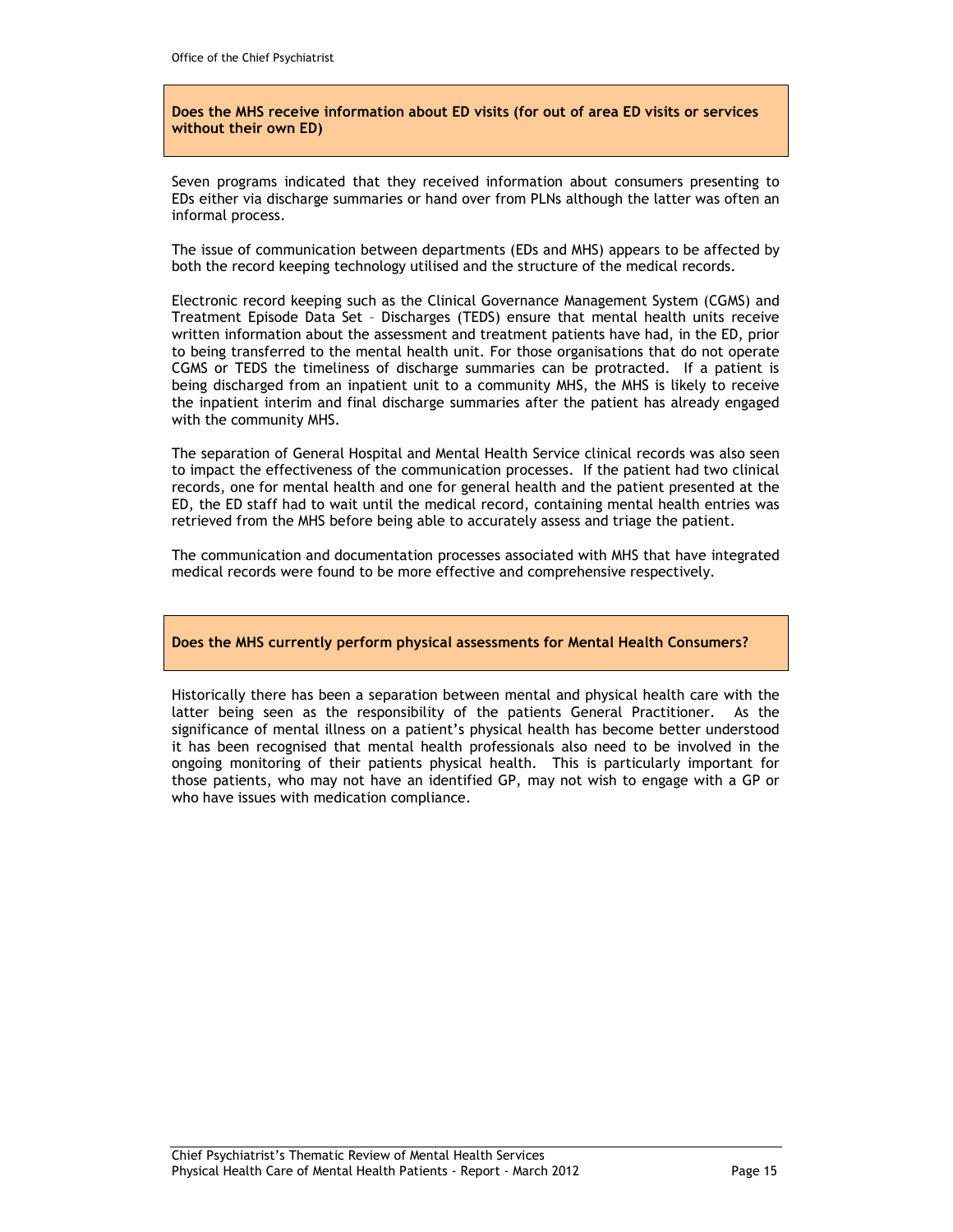**Does the MHS receive information about ED visits (for out of area ED visits or services without their own ED)**

Seven programs indicated that they received information about consumers presenting to EDs either via discharge summaries or hand over from PLNs although the latter was often an informal process.

The issue of communication between departments (EDs and MHS) appears to be affected by both the record keeping technology utilised and the structure of the medical records.

Electronic record keeping such as the Clinical Governance Management System (CGMS) and Treatment Episode Data Set – Discharges (TEDS) ensure that mental health units receive written information about the assessment and treatment patients have had, in the ED, prior to being transferred to the mental health unit. For those organisations that do not operate CGMS or TEDS the timeliness of discharge summaries can be protracted. If a patient is being discharged from an inpatient unit to a community MHS, the MHS is likely to receive the inpatient interim and final discharge summaries after the patient has already engaged with the community MHS.

The separation of General Hospital and Mental Health Service clinical records was also seen to impact the effectiveness of the communication processes. If the patient had two clinical records, one for mental health and one for general health and the patient presented at the ED, the ED staff had to wait until the medical record, containing mental health entries was retrieved from the MHS before being able to accurately assess and triage the patient.

The communication and documentation processes associated with MHS that have integrated medical records were found to be more effective and comprehensive respectively.

**Does the MHS currently perform physical assessments for Mental Health Consumers?**

Historically there has been a separation between mental and physical health care with the latter being seen as the responsibility of the patients General Practitioner. As the significance of mental illness on a patient's physical health has become better understood it has been recognised that mental health professionals also need to be involved in the ongoing monitoring of their patients physical health. This is particularly important for those patients, who may not have an identified GP, may not wish to engage with a GP or who have issues with medication compliance.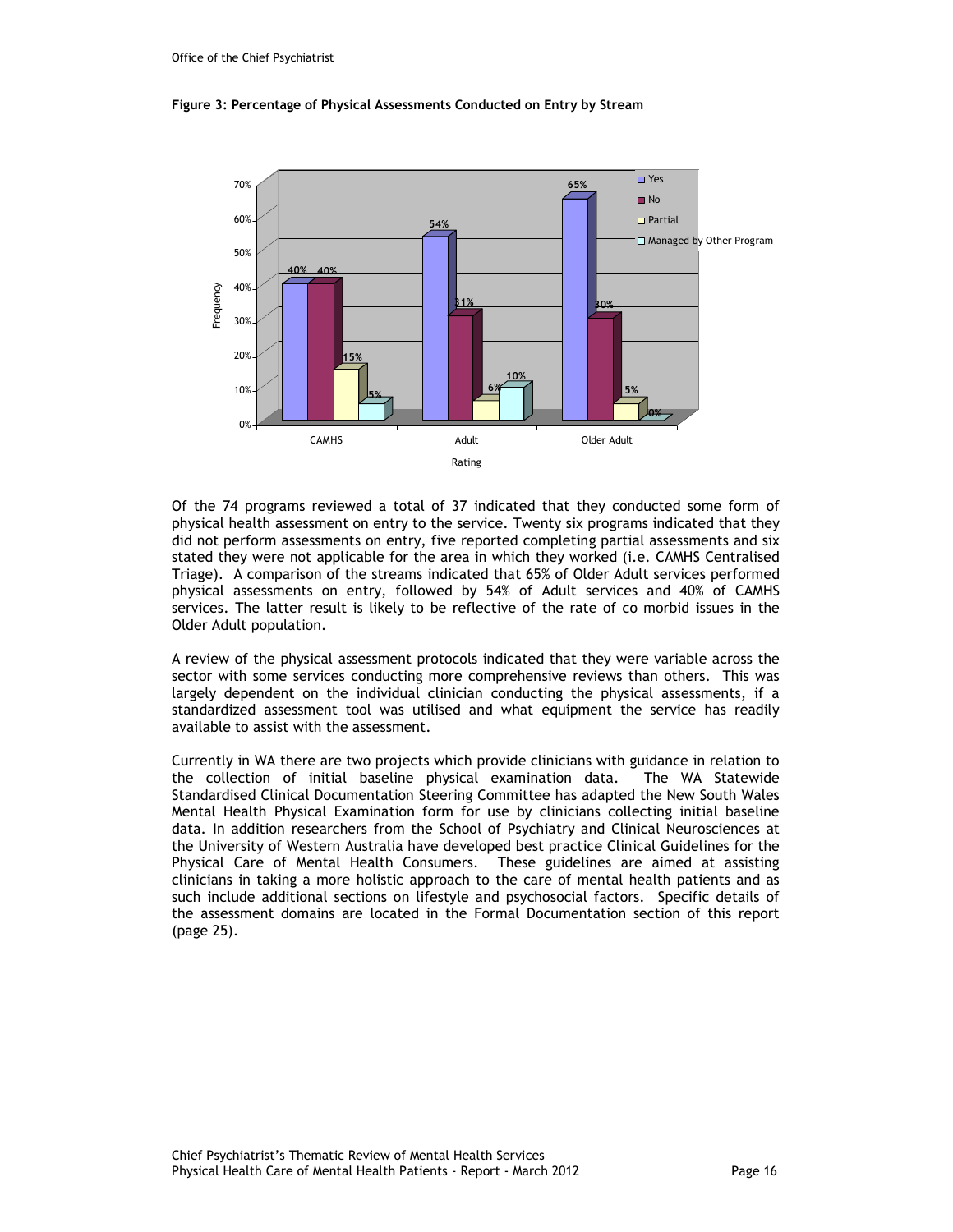**Figure 3: Percentage of Physical Assessments Conducted on Entry by Stream**

| Rating | Yes | No | Partial | Managed by Other Program |
|---|---|---|---|---|
| CAMHS | 40% | 40% | 15% | 5% |
| Adult | 54% | 31% | 6% | 10% |
| Older Adult | 65% | 30% | 5% | 0% |

Of the 74 programs reviewed a total of 37 indicated that they conducted some form of physical health assessment on entry to the service. Twenty six programs indicated that they did not perform assessments on entry, five reported completing partial assessments and six stated they were not applicable for the area in which they worked (i.e. CAMHS Centralised Triage). A comparison of the streams indicated that 65% of Older Adult services performed physical assessments on entry, followed by 54% of Adult services and 40% of CAMHS services. The latter result is likely to be reflective of the rate of co morbid issues in the Older Adult population.

A review of the physical assessment protocols indicated that they were variable across the sector with some services conducting more comprehensive reviews than others. This was largely dependent on the individual clinician conducting the physical assessments, if a standardized assessment tool was utilised and what equipment the service has readily available to assist with the assessment.

Currently in WA there are two projects which provide clinicians with guidance in relation to the collection of initial baseline physical examination data. The WA Statewide Standardised Clinical Documentation Steering Committee has adapted the New South Wales Mental Health Physical Examination form for use by clinicians collecting initial baseline data. In addition researchers from the School of Psychiatry and Clinical Neurosciences at the University of Western Australia have developed best practice Clinical Guidelines for the Physical Care of Mental Health Consumers. These guidelines are aimed at assisting clinicians in taking a more holistic approach to the care of mental health patients and as such include additional sections on lifestyle and psychosocial factors. Specific details of the assessment domains are located in the Formal Documentation section of this report (page 25).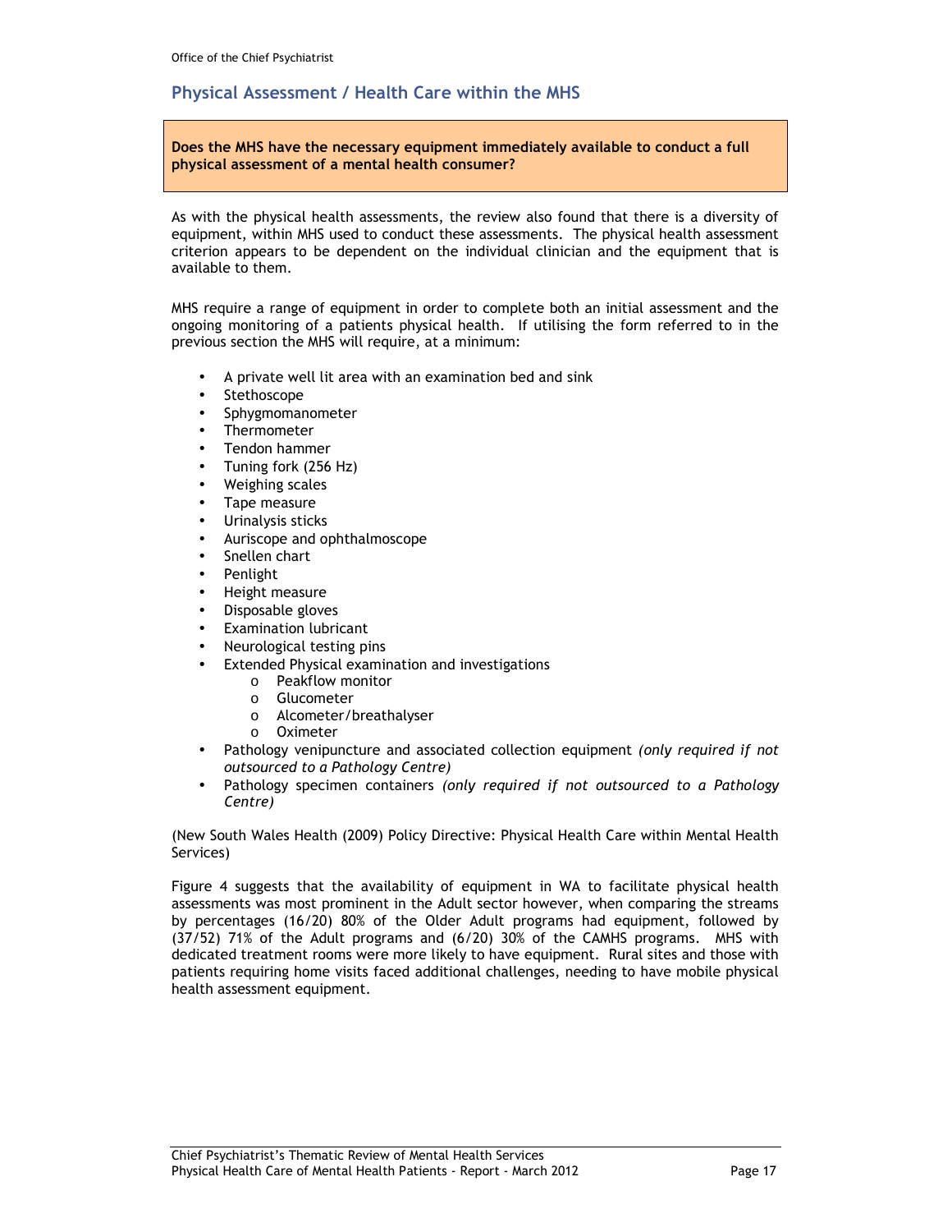## Physical Assessment / Health Care within the MHS

**Does the MHS have the necessary equipment immediately available to conduct a full physical assessment of a mental health consumer?**

As with the physical health assessments, the review also found that there is a diversity of equipment, within MHS used to conduct these assessments. The physical health assessment criterion appears to be dependent on the individual clinician and the equipment that is available to them.

MHS require a range of equipment in order to complete both an initial assessment and the ongoing monitoring of a patients physical health. If utilising the form referred to in the previous section the MHS will require, at a minimum:

- A private well lit area with an examination bed and sink
- Stethoscope
- Sphygmomanometer
- Thermometer
- Tendon hammer
- Tuning fork (256 Hz)
- Weighing scales
- Tape measure
- Urinalysis sticks
- Auriscope and ophthalmoscope
- Snellen chart
- Penlight
- Height measure
- Disposable gloves
- Examination lubricant
- Neurological testing pins
- Extended Physical examination and investigations
  - Peakflow monitor
  - Glucometer
  - Alcometer/breathalyser
  - Oximeter
- Pathology venipuncture and associated collection equipment *(only required if not outsourced to a Pathology Centre)*
- Pathology specimen containers *(only required if not outsourced to a Pathology Centre)*

(New South Wales Health (2009) Policy Directive: Physical Health Care within Mental Health Services)

Figure 4 suggests that the availability of equipment in WA to facilitate physical health assessments was most prominent in the Adult sector however, when comparing the streams by percentages (16/20) 80% of the Older Adult programs had equipment, followed by (37/52) 71% of the Adult programs and (6/20) 30% of the CAMHS programs. MHS with dedicated treatment rooms were more likely to have equipment. Rural sites and those with patients requiring home visits faced additional challenges, needing to have mobile physical health assessment equipment.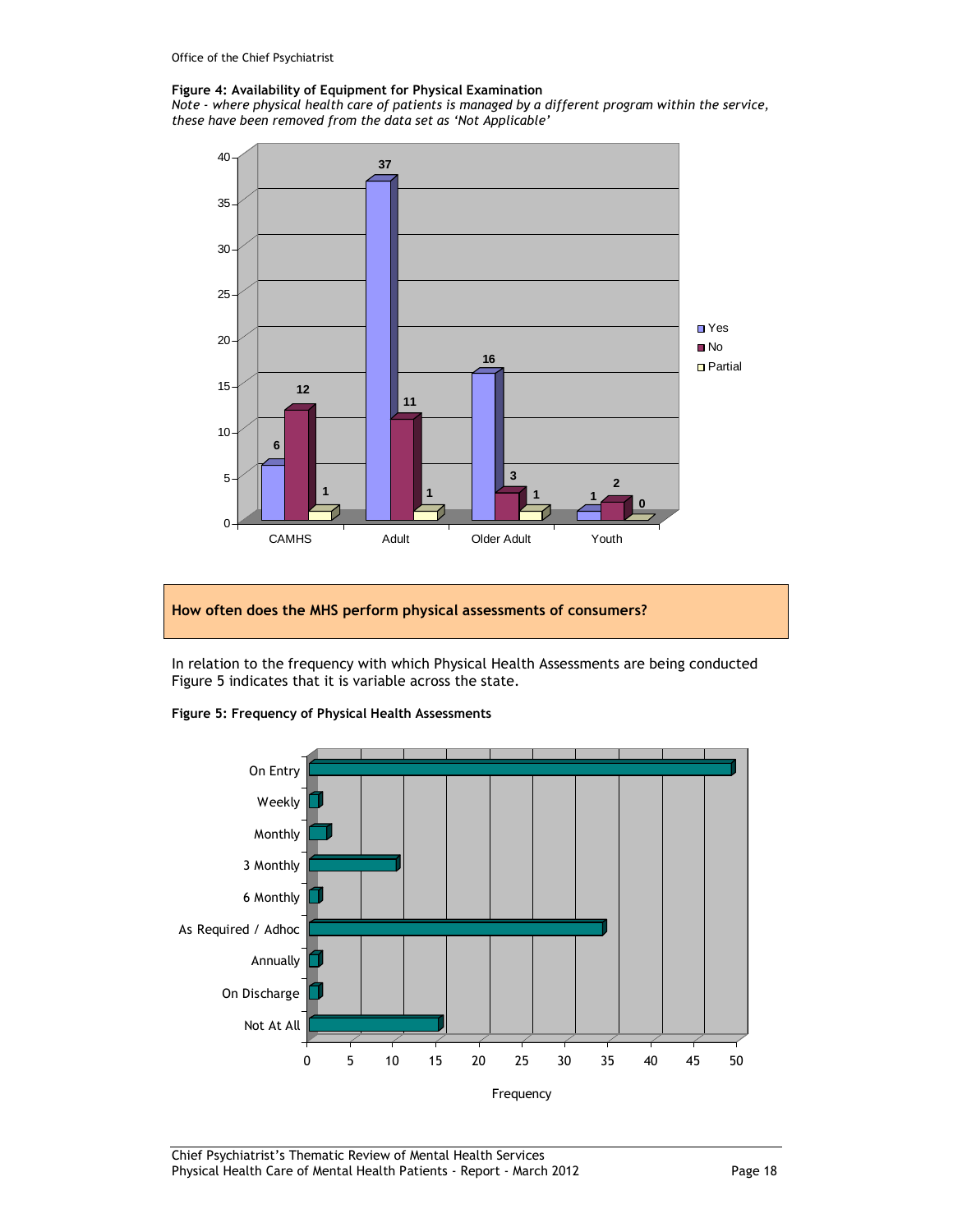**Figure 4: Availability of Equipment for Physical Examination**

*Note - where physical health care of patients is managed by a different program within the service, these have been removed from the data set as 'Not Applicable'*

| | Yes | No | Partial |
|---|---|---|---|
| CAMHS | 6 | 12 | 1 |
| Adult | 37 | 11 | 1 |
| Older Adult | 16 | 3 | 1 |
| Youth | 1 | 2 | 0 |

**How often does the MHS perform physical assessments of consumers?**

In relation to the frequency with which Physical Health Assessments are being conducted Figure 5 indicates that it is variable across the state.

**Figure 5: Frequency of Physical Health Assessments**

| Frequency category |
|---|
| On Entry |
| Weekly |
| Monthly |
| 3 Monthly |
| 6 Monthly |
| As Required / Adhoc |
| Annually |
| On Discharge |
| Not At All |

Frequency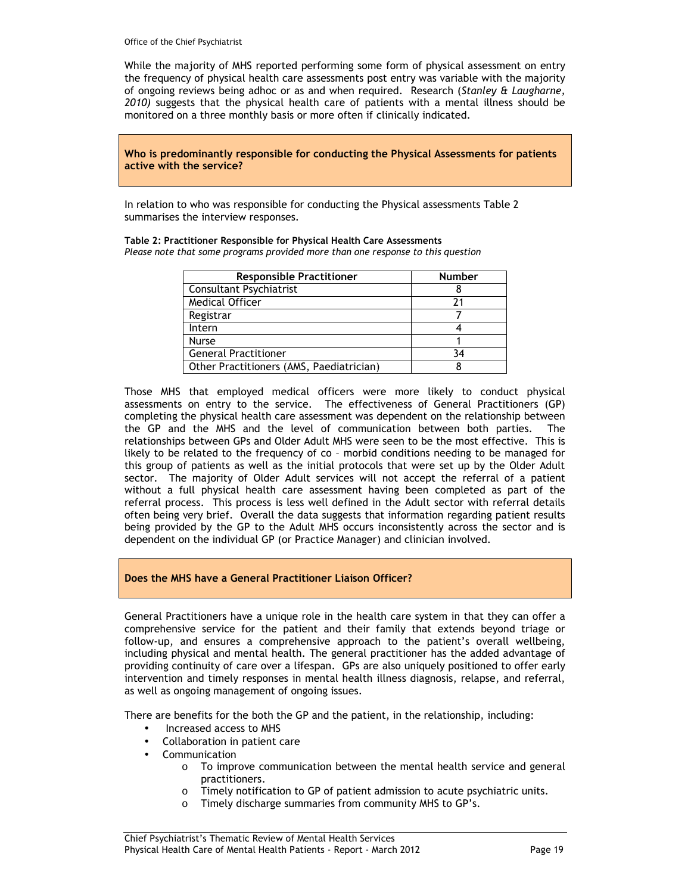While the majority of MHS reported performing some form of physical assessment on entry the frequency of physical health care assessments post entry was variable with the majority of ongoing reviews being adhoc or as and when required. Research (*Stanley & Laugharne, 2010)* suggests that the physical health care of patients with a mental illness should be monitored on a three monthly basis or more often if clinically indicated.

**Who is predominantly responsible for conducting the Physical Assessments for patients active with the service?**

In relation to who was responsible for conducting the Physical assessments Table 2 summarises the interview responses.

**Table 2: Practitioner Responsible for Physical Health Care Assessments**
*Please note that some programs provided more than one response to this question*

| Responsible Practitioner | Number |
|---|---|
| Consultant Psychiatrist | 8 |
| Medical Officer | 21 |
| Registrar | 7 |
| Intern | 4 |
| Nurse | 1 |
| General Practitioner | 34 |
| Other Practitioners (AMS, Paediatrician) | 8 |

Those MHS that employed medical officers were more likely to conduct physical assessments on entry to the service. The effectiveness of General Practitioners (GP) completing the physical health care assessment was dependent on the relationship between the GP and the MHS and the level of communication between both parties. The relationships between GPs and Older Adult MHS were seen to be the most effective. This is likely to be related to the frequency of co – morbid conditions needing to be managed for this group of patients as well as the initial protocols that were set up by the Older Adult sector. The majority of Older Adult services will not accept the referral of a patient without a full physical health care assessment having been completed as part of the referral process. This process is less well defined in the Adult sector with referral details often being very brief. Overall the data suggests that information regarding patient results being provided by the GP to the Adult MHS occurs inconsistently across the sector and is dependent on the individual GP (or Practice Manager) and clinician involved.

**Does the MHS have a General Practitioner Liaison Officer?**

General Practitioners have a unique role in the health care system in that they can offer a comprehensive service for the patient and their family that extends beyond triage or follow-up, and ensures a comprehensive approach to the patient's overall wellbeing, including physical and mental health. The general practitioner has the added advantage of providing continuity of care over a lifespan. GPs are also uniquely positioned to offer early intervention and timely responses in mental health illness diagnosis, relapse, and referral, as well as ongoing management of ongoing issues.

There are benefits for the both the GP and the patient, in the relationship, including:

- Increased access to MHS
- Collaboration in patient care
- Communication
  - To improve communication between the mental health service and general practitioners.
  - Timely notification to GP of patient admission to acute psychiatric units.
  - Timely discharge summaries from community MHS to GP's.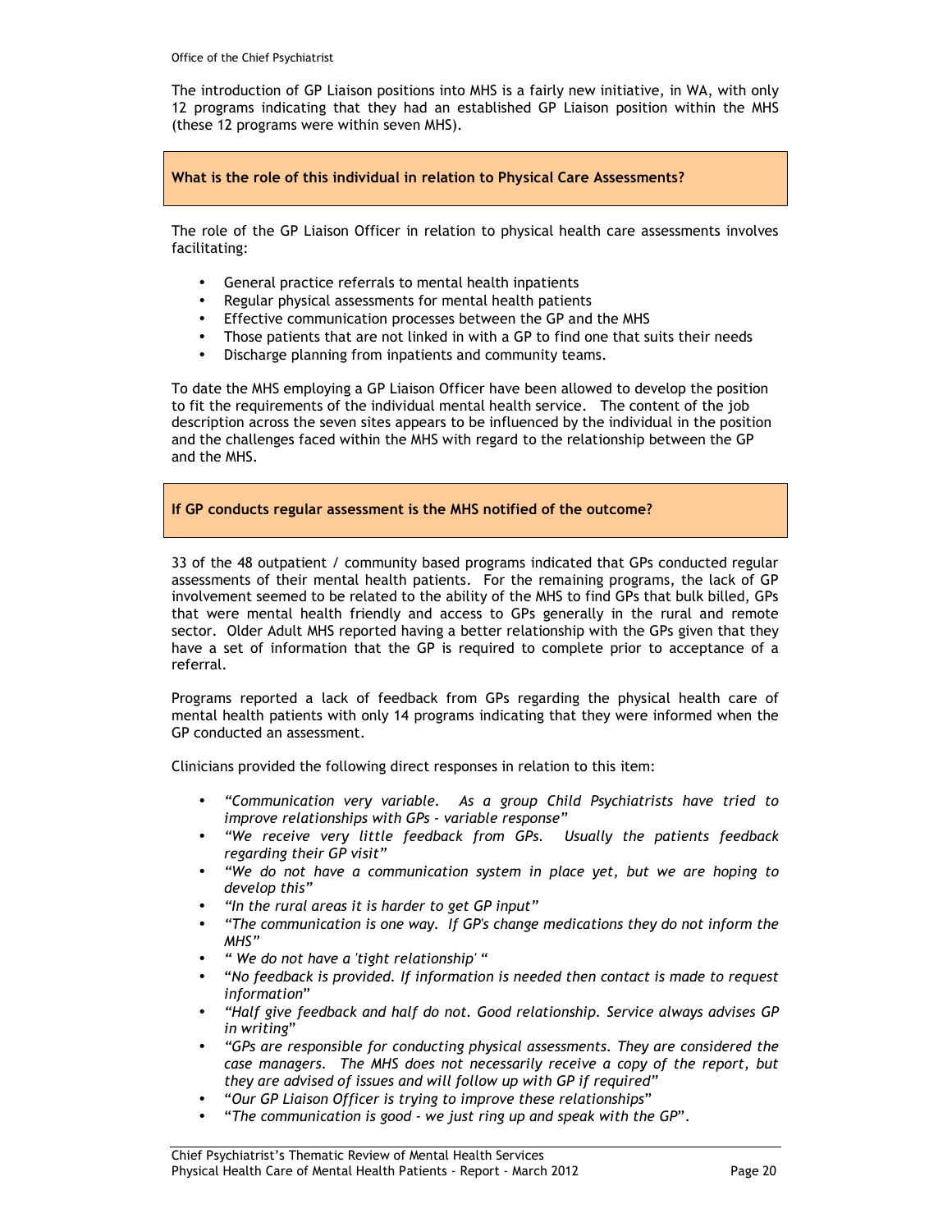The introduction of GP Liaison positions into MHS is a fairly new initiative, in WA, with only 12 programs indicating that they had an established GP Liaison position within the MHS (these 12 programs were within seven MHS).

### What is the role of this individual in relation to Physical Care Assessments?

The role of the GP Liaison Officer in relation to physical health care assessments involves facilitating:

- General practice referrals to mental health inpatients
- Regular physical assessments for mental health patients
- Effective communication processes between the GP and the MHS
- Those patients that are not linked in with a GP to find one that suits their needs
- Discharge planning from inpatients and community teams.

To date the MHS employing a GP Liaison Officer have been allowed to develop the position to fit the requirements of the individual mental health service. The content of the job description across the seven sites appears to be influenced by the individual in the position and the challenges faced within the MHS with regard to the relationship between the GP and the MHS.

### If GP conducts regular assessment is the MHS notified of the outcome?

33 of the 48 outpatient / community based programs indicated that GPs conducted regular assessments of their mental health patients. For the remaining programs, the lack of GP involvement seemed to be related to the ability of the MHS to find GPs that bulk billed, GPs that were mental health friendly and access to GPs generally in the rural and remote sector. Older Adult MHS reported having a better relationship with the GPs given that they have a set of information that the GP is required to complete prior to acceptance of a referral.

Programs reported a lack of feedback from GPs regarding the physical health care of mental health patients with only 14 programs indicating that they were informed when the GP conducted an assessment.

Clinicians provided the following direct responses in relation to this item:

- *"Communication very variable. As a group Child Psychiatrists have tried to improve relationships with GPs - variable response"*
- *"We receive very little feedback from GPs. Usually the patients feedback regarding their GP visit"*
- *"We do not have a communication system in place yet, but we are hoping to develop this"*
- *"In the rural areas it is harder to get GP input"*
- *"The communication is one way. If GP's change medications they do not inform the MHS"*
- *" We do not have a 'tight relationship' "*
- "*No feedback is provided. If information is needed then contact is made to request information*"
- *"Half give feedback and half do not. Good relationship. Service always advises GP in writing*"
- *"GPs are responsible for conducting physical assessments. They are considered the case managers. The MHS does not necessarily receive a copy of the report, but they are advised of issues and will follow up with GP if required"*
- "*Our GP Liaison Officer is trying to improve these relationships*"
- "*The communication is good - we just ring up and speak with the GP*".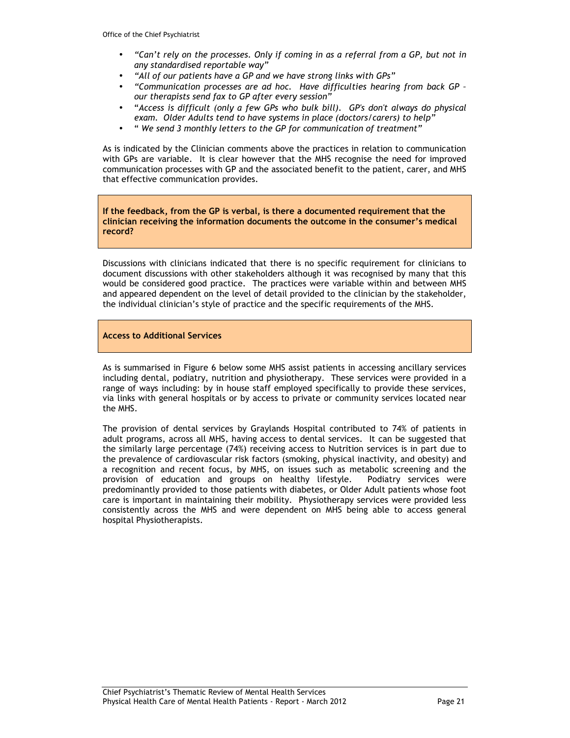- *"Can't rely on the processes. Only if coming in as a referral from a GP, but not in any standardised reportable way"*
- *"All of our patients have a GP and we have strong links with GPs"*
- *"Communication processes are ad hoc. Have difficulties hearing from back GP – our therapists send fax to GP after every session"*
- "*Access is difficult (only a few GPs who bulk bill). GP's don't always do physical exam. Older Adults tend to have systems in place (doctors/carers) to help"*
- " *We send 3 monthly letters to the GP for communication of treatment"*

As is indicated by the Clinician comments above the practices in relation to communication with GPs are variable. It is clear however that the MHS recognise the need for improved communication processes with GP and the associated benefit to the patient, carer, and MHS that effective communication provides.

**If the feedback, from the GP is verbal, is there a documented requirement that the clinician receiving the information documents the outcome in the consumer's medical record?**

Discussions with clinicians indicated that there is no specific requirement for clinicians to document discussions with other stakeholders although it was recognised by many that this would be considered good practice. The practices were variable within and between MHS and appeared dependent on the level of detail provided to the clinician by the stakeholder, the individual clinician's style of practice and the specific requirements of the MHS.

**Access to Additional Services**

As is summarised in Figure 6 below some MHS assist patients in accessing ancillary services including dental, podiatry, nutrition and physiotherapy. These services were provided in a range of ways including: by in house staff employed specifically to provide these services, via links with general hospitals or by access to private or community services located near the MHS.

The provision of dental services by Graylands Hospital contributed to 74% of patients in adult programs, across all MHS, having access to dental services. It can be suggested that the similarly large percentage (74%) receiving access to Nutrition services is in part due to the prevalence of cardiovascular risk factors (smoking, physical inactivity, and obesity) and a recognition and recent focus, by MHS, on issues such as metabolic screening and the provision of education and groups on healthy lifestyle. Podiatry services were predominantly provided to those patients with diabetes, or Older Adult patients whose foot care is important in maintaining their mobility. Physiotherapy services were provided less consistently across the MHS and were dependent on MHS being able to access general hospital Physiotherapists.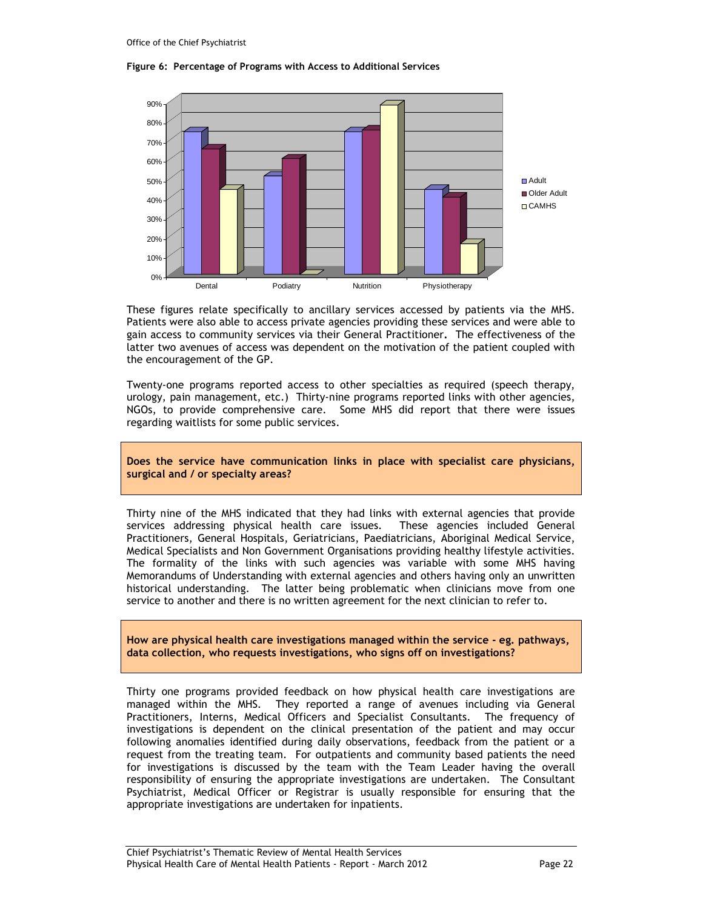**Figure 6: Percentage of Programs with Access to Additional Services**

These figures relate specifically to ancillary services accessed by patients via the MHS. Patients were also able to access private agencies providing these services and were able to gain access to community services via their General Practitioner. The effectiveness of the latter two avenues of access was dependent on the motivation of the patient coupled with the encouragement of the GP.

Twenty-one programs reported access to other specialties as required (speech therapy, urology, pain management, etc.) Thirty-nine programs reported links with other agencies, NGOs, to provide comprehensive care. Some MHS did report that there were issues regarding waitlists for some public services.

**Does the service have communication links in place with specialist care physicians, surgical and / or specialty areas?**

Thirty nine of the MHS indicated that they had links with external agencies that provide services addressing physical health care issues. These agencies included General Practitioners, General Hospitals, Geriatricians, Paediatricians, Aboriginal Medical Service, Medical Specialists and Non Government Organisations providing healthy lifestyle activities. The formality of the links with such agencies was variable with some MHS having Memorandums of Understanding with external agencies and others having only an unwritten historical understanding. The latter being problematic when clinicians move from one service to another and there is no written agreement for the next clinician to refer to.

**How are physical health care investigations managed within the service - eg. pathways, data collection, who requests investigations, who signs off on investigations?**

Thirty one programs provided feedback on how physical health care investigations are managed within the MHS. They reported a range of avenues including via General Practitioners, Interns, Medical Officers and Specialist Consultants. The frequency of investigations is dependent on the clinical presentation of the patient and may occur following anomalies identified during daily observations, feedback from the patient or a request from the treating team. For outpatients and community based patients the need for investigations is discussed by the team with the Team Leader having the overall responsibility of ensuring the appropriate investigations are undertaken. The Consultant Psychiatrist, Medical Officer or Registrar is usually responsible for ensuring that the appropriate investigations are undertaken for inpatients.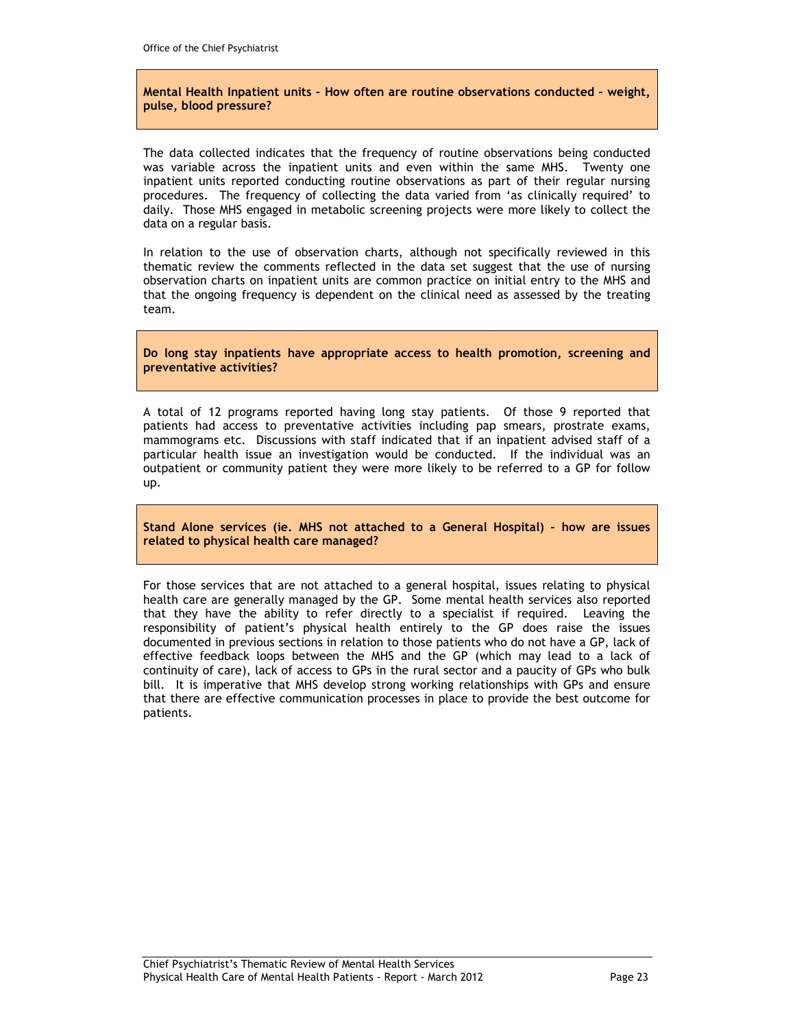**Mental Health Inpatient units – How often are routine observations conducted - weight, pulse, blood pressure?**

The data collected indicates that the frequency of routine observations being conducted was variable across the inpatient units and even within the same MHS. Twenty one inpatient units reported conducting routine observations as part of their regular nursing procedures. The frequency of collecting the data varied from 'as clinically required' to daily. Those MHS engaged in metabolic screening projects were more likely to collect the data on a regular basis.

In relation to the use of observation charts, although not specifically reviewed in this thematic review the comments reflected in the data set suggest that the use of nursing observation charts on inpatient units are common practice on initial entry to the MHS and that the ongoing frequency is dependent on the clinical need as assessed by the treating team.

**Do long stay inpatients have appropriate access to health promotion, screening and preventative activities?**

A total of 12 programs reported having long stay patients. Of those 9 reported that patients had access to preventative activities including pap smears, prostrate exams, mammograms etc. Discussions with staff indicated that if an inpatient advised staff of a particular health issue an investigation would be conducted. If the individual was an outpatient or community patient they were more likely to be referred to a GP for follow up.

**Stand Alone services (ie. MHS not attached to a General Hospital) - how are issues related to physical health care managed?**

For those services that are not attached to a general hospital, issues relating to physical health care are generally managed by the GP. Some mental health services also reported that they have the ability to refer directly to a specialist if required. Leaving the responsibility of patient's physical health entirely to the GP does raise the issues documented in previous sections in relation to those patients who do not have a GP, lack of effective feedback loops between the MHS and the GP (which may lead to a lack of continuity of care), lack of access to GPs in the rural sector and a paucity of GPs who bulk bill. It is imperative that MHS develop strong working relationships with GPs and ensure that there are effective communication processes in place to provide the best outcome for patients.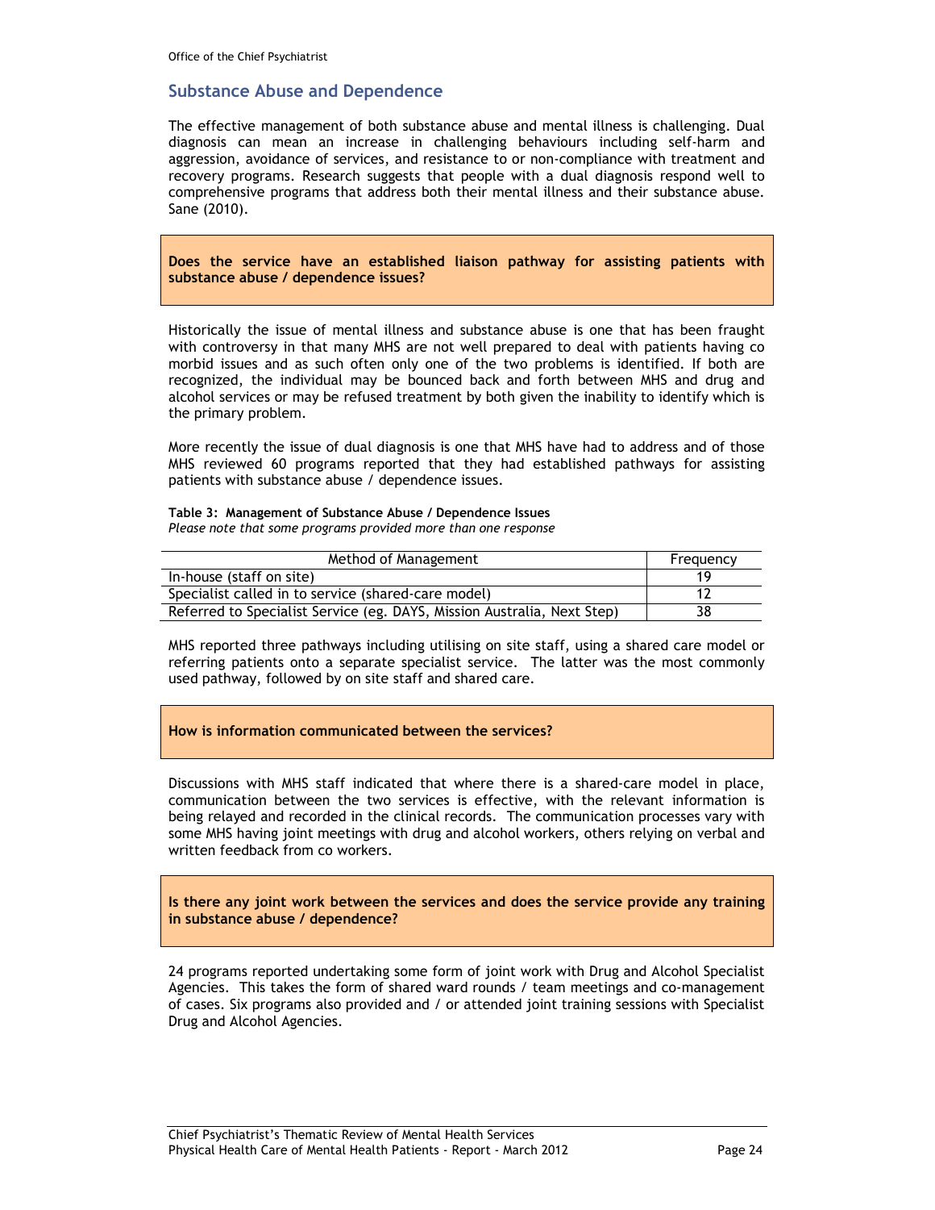## Substance Abuse and Dependence

The effective management of both substance abuse and mental illness is challenging. Dual diagnosis can mean an increase in challenging behaviours including self-harm and aggression, avoidance of services, and resistance to or non-compliance with treatment and recovery programs. Research suggests that people with a dual diagnosis respond well to comprehensive programs that address both their mental illness and their substance abuse. Sane (2010).

**Does the service have an established liaison pathway for assisting patients with substance abuse / dependence issues?**

Historically the issue of mental illness and substance abuse is one that has been fraught with controversy in that many MHS are not well prepared to deal with patients having co morbid issues and as such often only one of the two problems is identified. If both are recognized, the individual may be bounced back and forth between MHS and drug and alcohol services or may be refused treatment by both given the inability to identify which is the primary problem.

More recently the issue of dual diagnosis is one that MHS have had to address and of those MHS reviewed 60 programs reported that they had established pathways for assisting patients with substance abuse / dependence issues.

**Table 3: Management of Substance Abuse / Dependence Issues**
*Please note that some programs provided more than one response*

| Method of Management | Frequency |
|---|---|
| In-house (staff on site) | 19 |
| Specialist called in to service (shared-care model) | 12 |
| Referred to Specialist Service (eg. DAYS, Mission Australia, Next Step) | 38 |

MHS reported three pathways including utilising on site staff, using a shared care model or referring patients onto a separate specialist service. The latter was the most commonly used pathway, followed by on site staff and shared care.

**How is information communicated between the services?**

Discussions with MHS staff indicated that where there is a shared-care model in place, communication between the two services is effective, with the relevant information is being relayed and recorded in the clinical records. The communication processes vary with some MHS having joint meetings with drug and alcohol workers, others relying on verbal and written feedback from co workers.

**Is there any joint work between the services and does the service provide any training in substance abuse / dependence?**

24 programs reported undertaking some form of joint work with Drug and Alcohol Specialist Agencies. This takes the form of shared ward rounds / team meetings and co-management of cases. Six programs also provided and / or attended joint training sessions with Specialist Drug and Alcohol Agencies.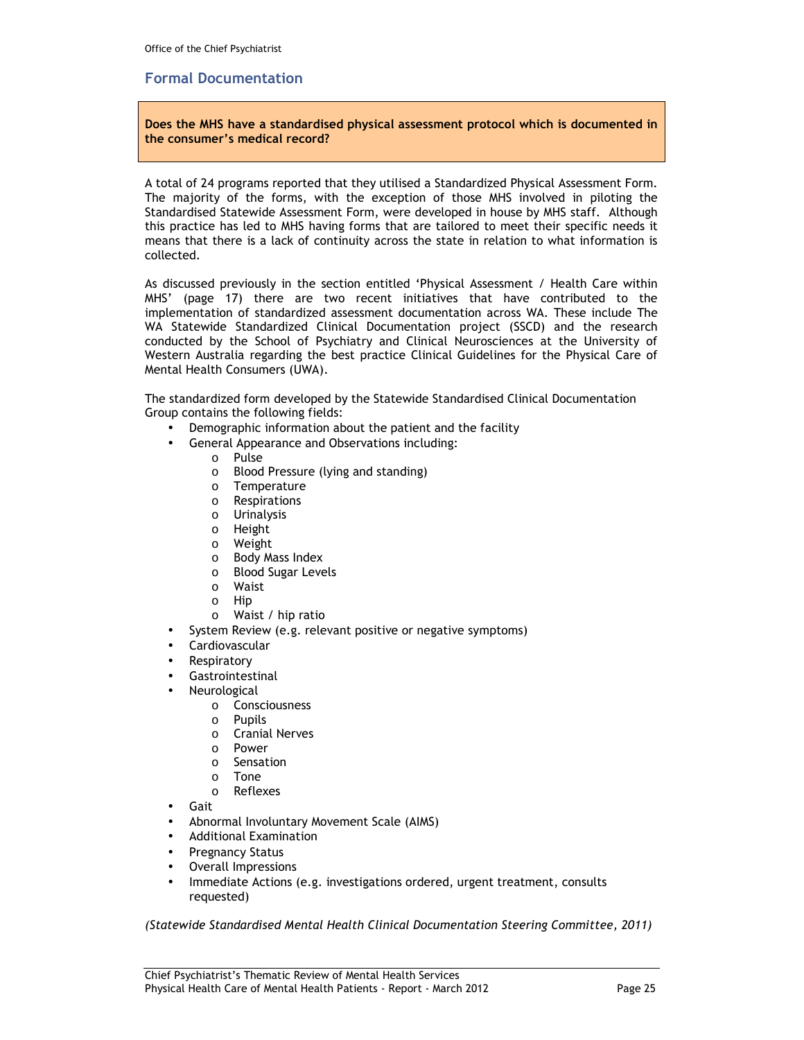## Formal Documentation

**Does the MHS have a standardised physical assessment protocol which is documented in the consumer's medical record?**

A total of 24 programs reported that they utilised a Standardized Physical Assessment Form. The majority of the forms, with the exception of those MHS involved in piloting the Standardised Statewide Assessment Form, were developed in house by MHS staff. Although this practice has led to MHS having forms that are tailored to meet their specific needs it means that there is a lack of continuity across the state in relation to what information is collected.

As discussed previously in the section entitled 'Physical Assessment / Health Care within MHS' (page 17) there are two recent initiatives that have contributed to the implementation of standardized assessment documentation across WA. These include The WA Statewide Standardized Clinical Documentation project (SSCD) and the research conducted by the School of Psychiatry and Clinical Neurosciences at the University of Western Australia regarding the best practice Clinical Guidelines for the Physical Care of Mental Health Consumers (UWA).

The standardized form developed by the Statewide Standardised Clinical Documentation Group contains the following fields:

- Demographic information about the patient and the facility
- General Appearance and Observations including:
  - Pulse
  - Blood Pressure (lying and standing)
  - Temperature
  - Respirations
  - Urinalysis
  - Height
  - Weight
  - Body Mass Index
  - Blood Sugar Levels
  - Waist
  - Hip
  - Waist / hip ratio
- System Review (e.g. relevant positive or negative symptoms)
- Cardiovascular
- Respiratory
- Gastrointestinal
- Neurological
  - Consciousness
  - Pupils
  - Cranial Nerves
  - Power
  - Sensation
  - Tone
  - Reflexes
- Gait
- Abnormal Involuntary Movement Scale (AIMS)
- Additional Examination
- Pregnancy Status
- Overall Impressions
- Immediate Actions (e.g. investigations ordered, urgent treatment, consults requested)

*(Statewide Standardised Mental Health Clinical Documentation Steering Committee, 2011)*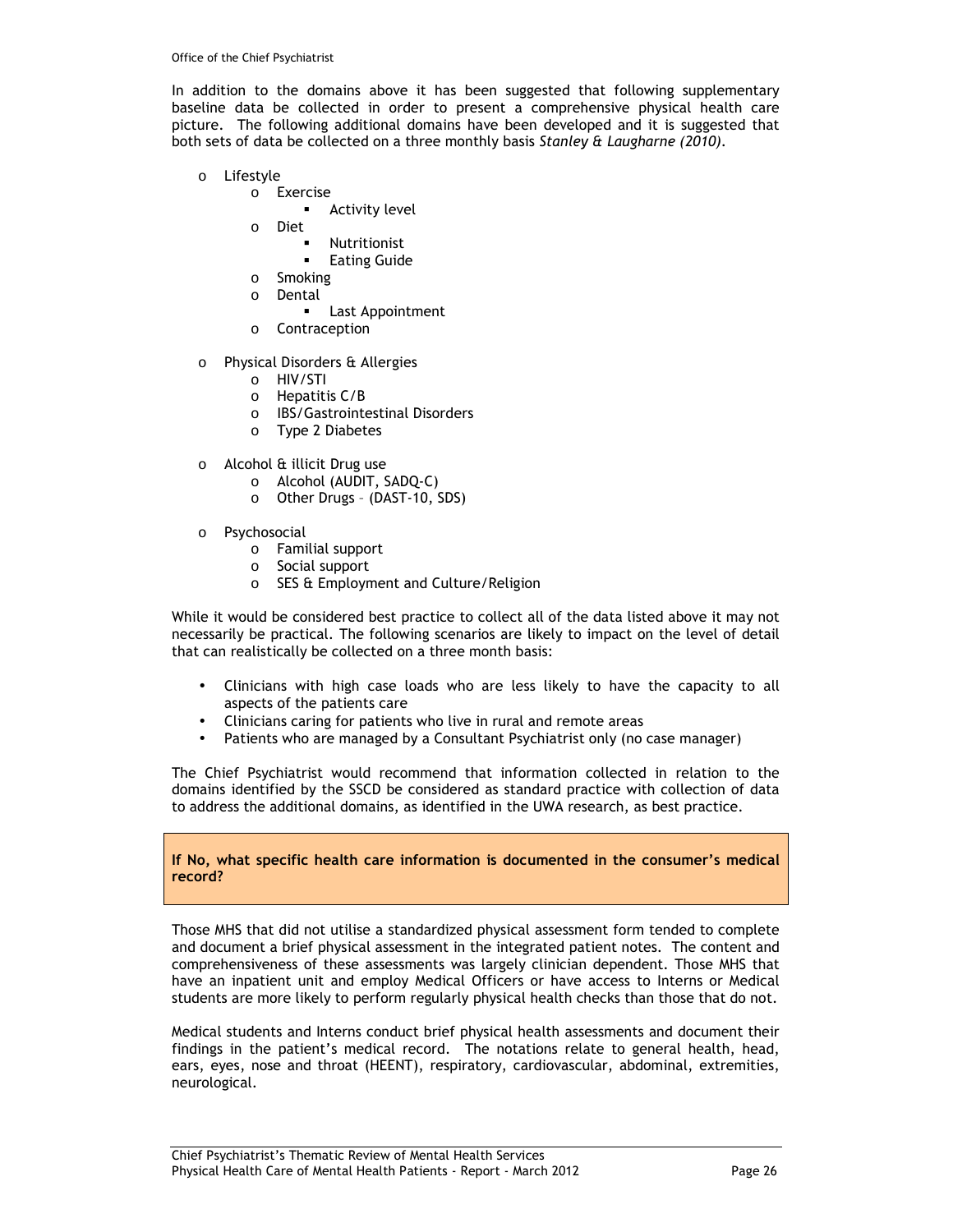In addition to the domains above it has been suggested that following supplementary baseline data be collected in order to present a comprehensive physical health care picture. The following additional domains have been developed and it is suggested that both sets of data be collected on a three monthly basis *Stanley & Laugharne (2010)*.

- Lifestyle
  - Exercise
    - Activity level
  - Diet
    - Nutritionist
    - Eating Guide
  - Smoking
  - Dental
    - Last Appointment
  - Contraception

- Physical Disorders & Allergies
  - HIV/STI
  - Hepatitis C/B
  - IBS/Gastrointestinal Disorders
  - Type 2 Diabetes

- Alcohol & illicit Drug use
  - Alcohol (AUDIT, SADQ-C)
  - Other Drugs – (DAST-10, SDS)

- Psychosocial
  - Familial support
  - Social support
  - SES & Employment and Culture/Religion

While it would be considered best practice to collect all of the data listed above it may not necessarily be practical. The following scenarios are likely to impact on the level of detail that can realistically be collected on a three month basis:

- Clinicians with high case loads who are less likely to have the capacity to all aspects of the patients care
- Clinicians caring for patients who live in rural and remote areas
- Patients who are managed by a Consultant Psychiatrist only (no case manager)

The Chief Psychiatrist would recommend that information collected in relation to the domains identified by the SSCD be considered as standard practice with collection of data to address the additional domains, as identified in the UWA research, as best practice.

**If No, what specific health care information is documented in the consumer's medical record?**

Those MHS that did not utilise a standardized physical assessment form tended to complete and document a brief physical assessment in the integrated patient notes. The content and comprehensiveness of these assessments was largely clinician dependent. Those MHS that have an inpatient unit and employ Medical Officers or have access to Interns or Medical students are more likely to perform regularly physical health checks than those that do not.

Medical students and Interns conduct brief physical health assessments and document their findings in the patient's medical record. The notations relate to general health, head, ears, eyes, nose and throat (HEENT), respiratory, cardiovascular, abdominal, extremities, neurological.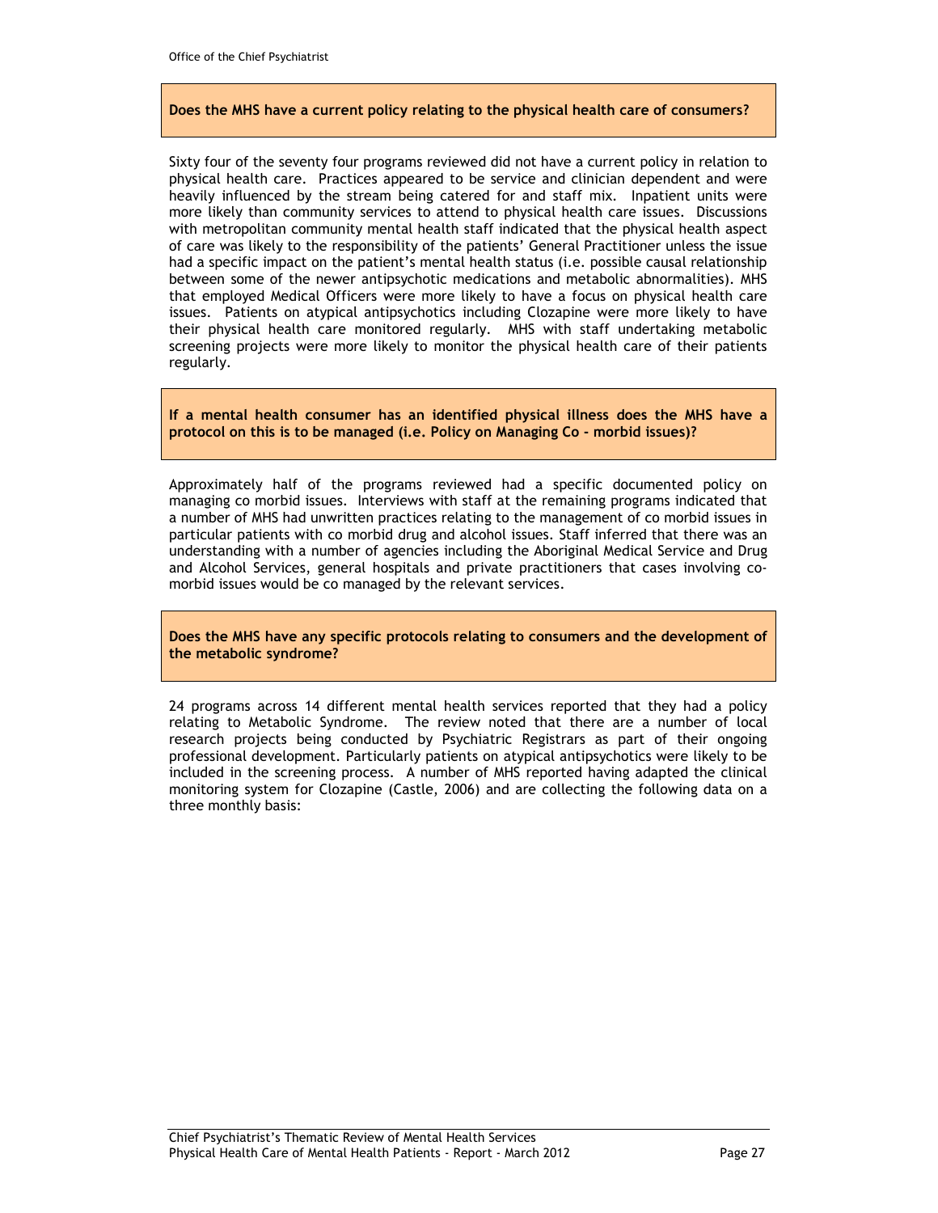**Does the MHS have a current policy relating to the physical health care of consumers?**

Sixty four of the seventy four programs reviewed did not have a current policy in relation to physical health care. Practices appeared to be service and clinician dependent and were heavily influenced by the stream being catered for and staff mix. Inpatient units were more likely than community services to attend to physical health care issues. Discussions with metropolitan community mental health staff indicated that the physical health aspect of care was likely to the responsibility of the patients' General Practitioner unless the issue had a specific impact on the patient's mental health status (i.e. possible causal relationship between some of the newer antipsychotic medications and metabolic abnormalities). MHS that employed Medical Officers were more likely to have a focus on physical health care issues. Patients on atypical antipsychotics including Clozapine were more likely to have their physical health care monitored regularly. MHS with staff undertaking metabolic screening projects were more likely to monitor the physical health care of their patients regularly.

**If a mental health consumer has an identified physical illness does the MHS have a protocol on this is to be managed (i.e. Policy on Managing Co - morbid issues)?**

Approximately half of the programs reviewed had a specific documented policy on managing co morbid issues. Interviews with staff at the remaining programs indicated that a number of MHS had unwritten practices relating to the management of co morbid issues in particular patients with co morbid drug and alcohol issues. Staff inferred that there was an understanding with a number of agencies including the Aboriginal Medical Service and Drug and Alcohol Services, general hospitals and private practitioners that cases involving co-morbid issues would be co managed by the relevant services.

**Does the MHS have any specific protocols relating to consumers and the development of the metabolic syndrome?**

24 programs across 14 different mental health services reported that they had a policy relating to Metabolic Syndrome. The review noted that there are a number of local research projects being conducted by Psychiatric Registrars as part of their ongoing professional development. Particularly patients on atypical antipsychotics were likely to be included in the screening process. A number of MHS reported having adapted the clinical monitoring system for Clozapine (Castle, 2006) and are collecting the following data on a three monthly basis: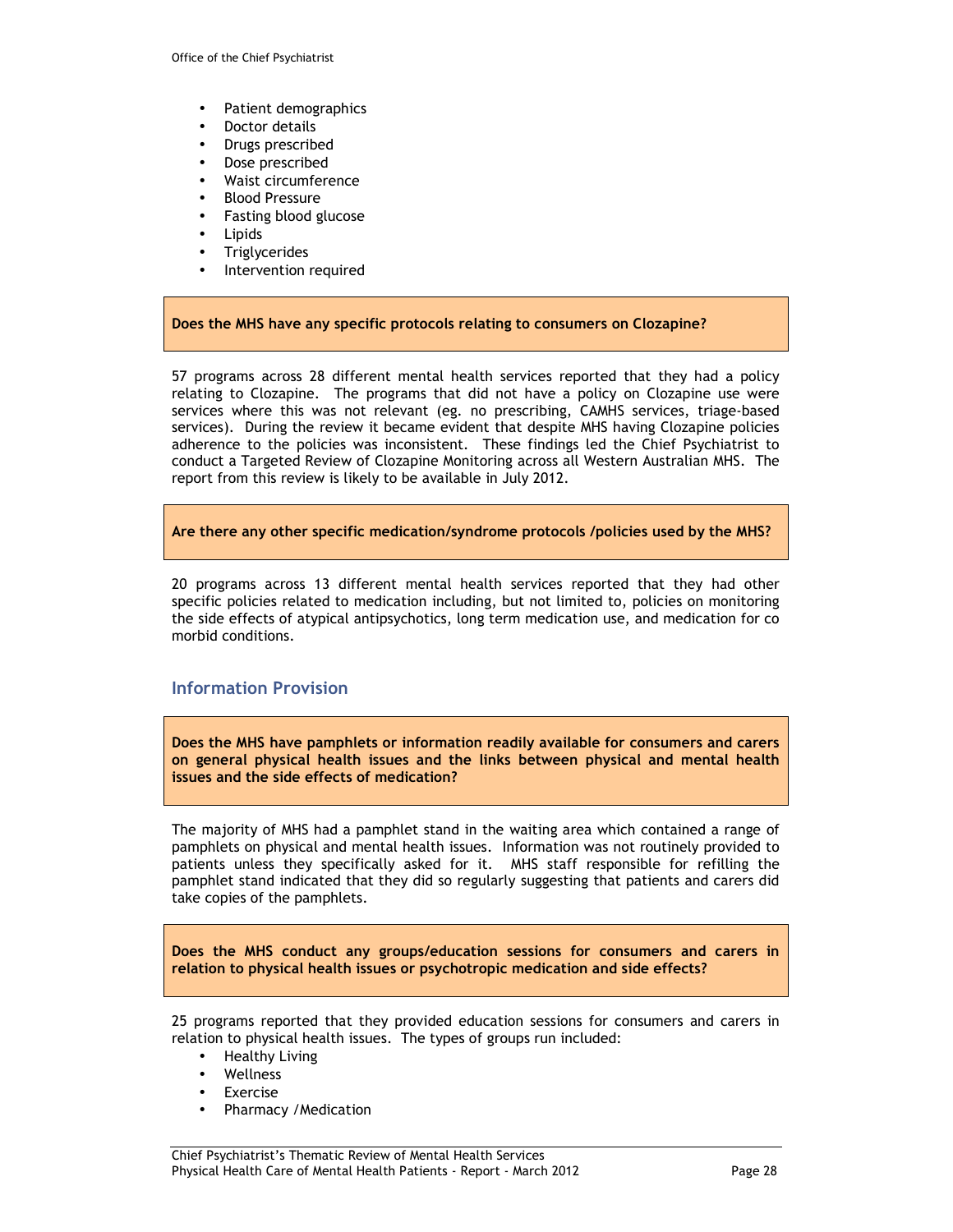- Patient demographics
- Doctor details
- Drugs prescribed
- Dose prescribed
- Waist circumference
- Blood Pressure
- Fasting blood glucose
- Lipids
- Triglycerides
- Intervention required

**Does the MHS have any specific protocols relating to consumers on Clozapine?**

57 programs across 28 different mental health services reported that they had a policy relating to Clozapine. The programs that did not have a policy on Clozapine use were services where this was not relevant (eg. no prescribing, CAMHS services, triage-based services). During the review it became evident that despite MHS having Clozapine policies adherence to the policies was inconsistent. These findings led the Chief Psychiatrist to conduct a Targeted Review of Clozapine Monitoring across all Western Australian MHS. The report from this review is likely to be available in July 2012.

**Are there any other specific medication/syndrome protocols /policies used by the MHS?**

20 programs across 13 different mental health services reported that they had other specific policies related to medication including, but not limited to, policies on monitoring the side effects of atypical antipsychotics, long term medication use, and medication for co morbid conditions.

## Information Provision

**Does the MHS have pamphlets or information readily available for consumers and carers on general physical health issues and the links between physical and mental health issues and the side effects of medication?**

The majority of MHS had a pamphlet stand in the waiting area which contained a range of pamphlets on physical and mental health issues. Information was not routinely provided to patients unless they specifically asked for it. MHS staff responsible for refilling the pamphlet stand indicated that they did so regularly suggesting that patients and carers did take copies of the pamphlets.

**Does the MHS conduct any groups/education sessions for consumers and carers in relation to physical health issues or psychotropic medication and side effects?**

25 programs reported that they provided education sessions for consumers and carers in relation to physical health issues. The types of groups run included:

- Healthy Living
- Wellness
- Exercise
- Pharmacy /Medication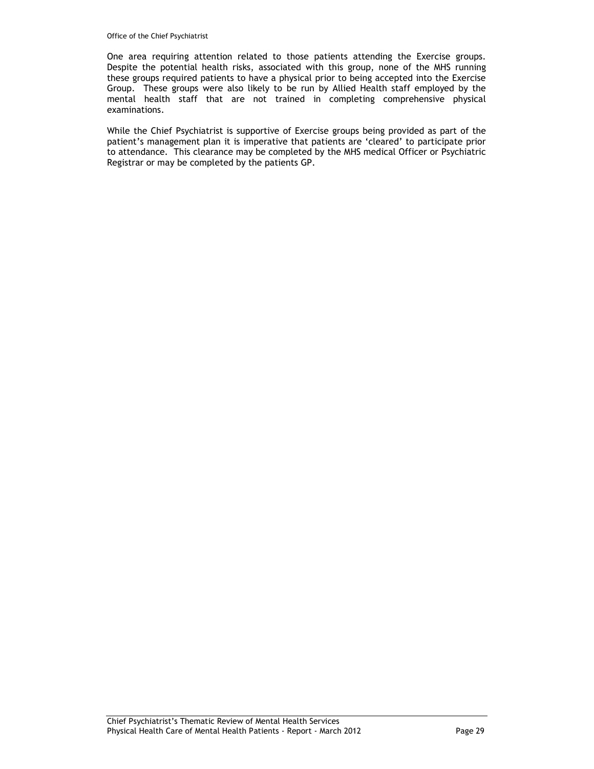One area requiring attention related to those patients attending the Exercise groups. Despite the potential health risks, associated with this group, none of the MHS running these groups required patients to have a physical prior to being accepted into the Exercise Group. These groups were also likely to be run by Allied Health staff employed by the mental health staff that are not trained in completing comprehensive physical examinations.

While the Chief Psychiatrist is supportive of Exercise groups being provided as part of the patient's management plan it is imperative that patients are 'cleared' to participate prior to attendance. This clearance may be completed by the MHS medical Officer or Psychiatric Registrar or may be completed by the patients GP.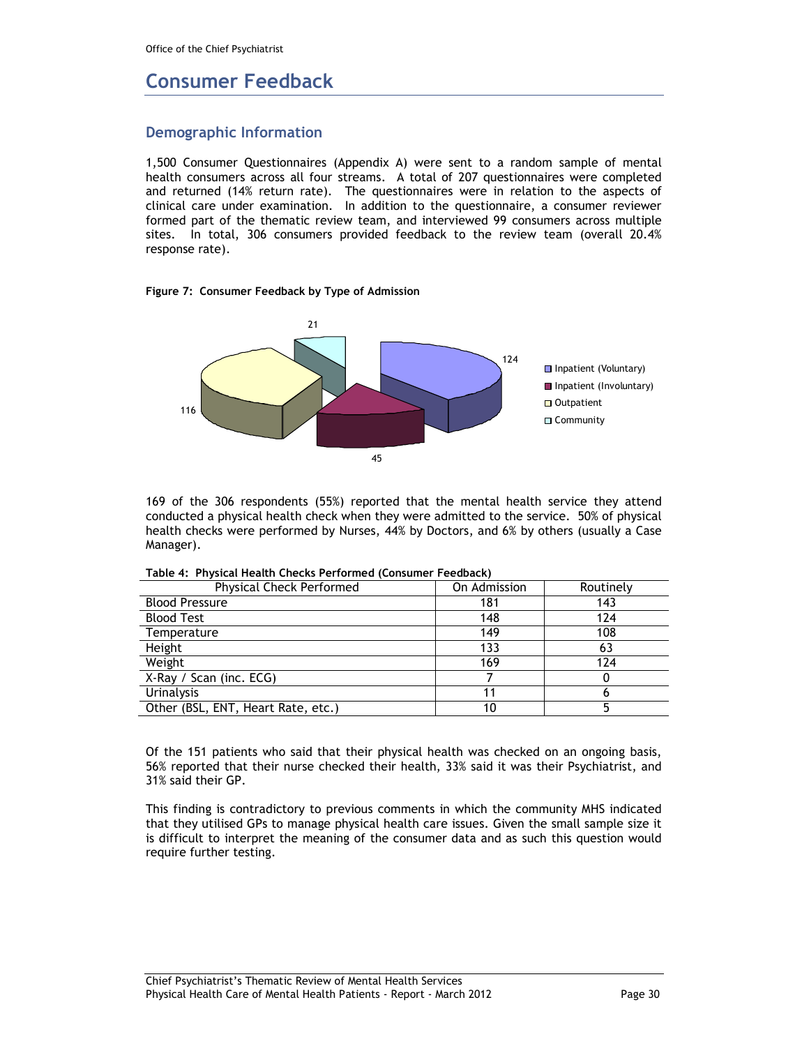# Consumer Feedback

## Demographic Information

1,500 Consumer Questionnaires (Appendix A) were sent to a random sample of mental health consumers across all four streams. A total of 207 questionnaires were completed and returned (14% return rate). The questionnaires were in relation to the aspects of clinical care under examination. In addition to the questionnaire, a consumer reviewer formed part of the thematic review team, and interviewed 99 consumers across multiple sites. In total, 306 consumers provided feedback to the review team (overall 20.4% response rate).

**Figure 7: Consumer Feedback by Type of Admission**

| Type of Admission | Number |
|---|---|
| Inpatient (Voluntary) | 124 |
| Inpatient (Involuntary) | 45 |
| Outpatient | 116 |
| Community | 21 |

169 of the 306 respondents (55%) reported that the mental health service they attend conducted a physical health check when they were admitted to the service. 50% of physical health checks were performed by Nurses, 44% by Doctors, and 6% by others (usually a Case Manager).

**Table 4: Physical Health Checks Performed (Consumer Feedback)**

| Physical Check Performed | On Admission | Routinely |
|---|---|---|
| Blood Pressure | 181 | 143 |
| Blood Test | 148 | 124 |
| Temperature | 149 | 108 |
| Height | 133 | 63 |
| Weight | 169 | 124 |
| X-Ray / Scan (inc. ECG) | 7 | 0 |
| Urinalysis | 11 | 6 |
| Other (BSL, ENT, Heart Rate, etc.) | 10 | 5 |

Of the 151 patients who said that their physical health was checked on an ongoing basis, 56% reported that their nurse checked their health, 33% said it was their Psychiatrist, and 31% said their GP.

This finding is contradictory to previous comments in which the community MHS indicated that they utilised GPs to manage physical health care issues. Given the small sample size it is difficult to interpret the meaning of the consumer data and as such this question would require further testing.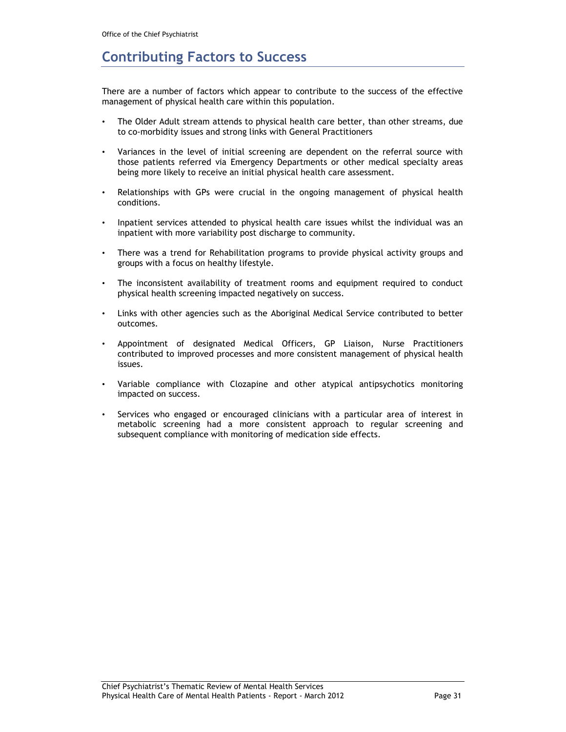# Contributing Factors to Success

There are a number of factors which appear to contribute to the success of the effective management of physical health care within this population.

- The Older Adult stream attends to physical health care better, than other streams, due to co-morbidity issues and strong links with General Practitioners
- Variances in the level of initial screening are dependent on the referral source with those patients referred via Emergency Departments or other medical specialty areas being more likely to receive an initial physical health care assessment.
- Relationships with GPs were crucial in the ongoing management of physical health conditions.
- Inpatient services attended to physical health care issues whilst the individual was an inpatient with more variability post discharge to community.
- There was a trend for Rehabilitation programs to provide physical activity groups and groups with a focus on healthy lifestyle.
- The inconsistent availability of treatment rooms and equipment required to conduct physical health screening impacted negatively on success.
- Links with other agencies such as the Aboriginal Medical Service contributed to better outcomes.
- Appointment of designated Medical Officers, GP Liaison, Nurse Practitioners contributed to improved processes and more consistent management of physical health issues.
- Variable compliance with Clozapine and other atypical antipsychotics monitoring impacted on success.
- Services who engaged or encouraged clinicians with a particular area of interest in metabolic screening had a more consistent approach to regular screening and subsequent compliance with monitoring of medication side effects.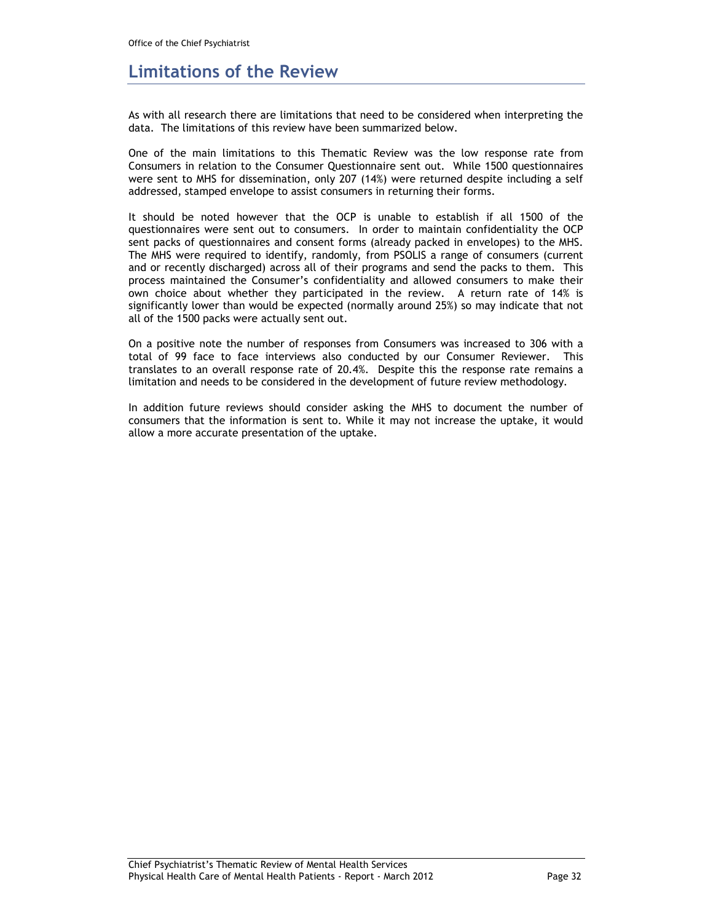# Limitations of the Review

As with all research there are limitations that need to be considered when interpreting the data. The limitations of this review have been summarized below.

One of the main limitations to this Thematic Review was the low response rate from Consumers in relation to the Consumer Questionnaire sent out. While 1500 questionnaires were sent to MHS for dissemination, only 207 (14%) were returned despite including a self addressed, stamped envelope to assist consumers in returning their forms.

It should be noted however that the OCP is unable to establish if all 1500 of the questionnaires were sent out to consumers. In order to maintain confidentiality the OCP sent packs of questionnaires and consent forms (already packed in envelopes) to the MHS. The MHS were required to identify, randomly, from PSOLIS a range of consumers (current and or recently discharged) across all of their programs and send the packs to them. This process maintained the Consumer's confidentiality and allowed consumers to make their own choice about whether they participated in the review. A return rate of 14% is significantly lower than would be expected (normally around 25%) so may indicate that not all of the 1500 packs were actually sent out.

On a positive note the number of responses from Consumers was increased to 306 with a total of 99 face to face interviews also conducted by our Consumer Reviewer. This translates to an overall response rate of 20.4%. Despite this the response rate remains a limitation and needs to be considered in the development of future review methodology.

In addition future reviews should consider asking the MHS to document the number of consumers that the information is sent to. While it may not increase the uptake, it would allow a more accurate presentation of the uptake.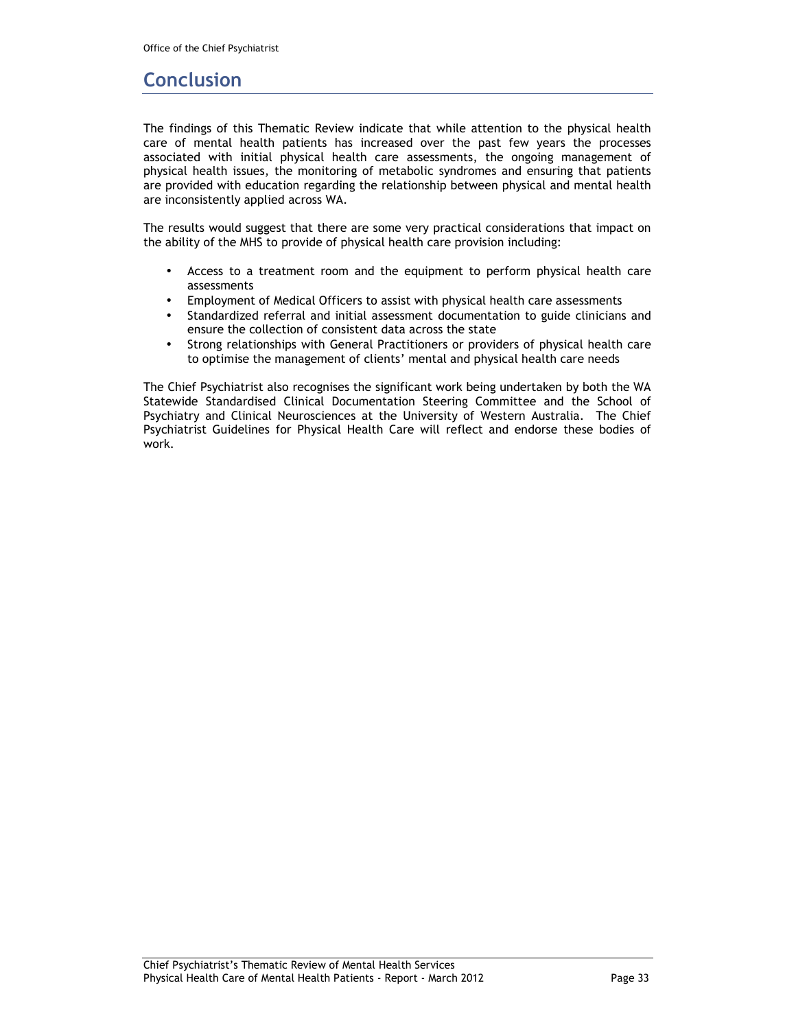# Conclusion

The findings of this Thematic Review indicate that while attention to the physical health care of mental health patients has increased over the past few years the processes associated with initial physical health care assessments, the ongoing management of physical health issues, the monitoring of metabolic syndromes and ensuring that patients are provided with education regarding the relationship between physical and mental health are inconsistently applied across WA.

The results would suggest that there are some very practical considerations that impact on the ability of the MHS to provide of physical health care provision including:

- Access to a treatment room and the equipment to perform physical health care assessments
- Employment of Medical Officers to assist with physical health care assessments
- Standardized referral and initial assessment documentation to guide clinicians and ensure the collection of consistent data across the state
- Strong relationships with General Practitioners or providers of physical health care to optimise the management of clients' mental and physical health care needs

The Chief Psychiatrist also recognises the significant work being undertaken by both the WA Statewide Standardised Clinical Documentation Steering Committee and the School of Psychiatry and Clinical Neurosciences at the University of Western Australia. The Chief Psychiatrist Guidelines for Physical Health Care will reflect and endorse these bodies of work.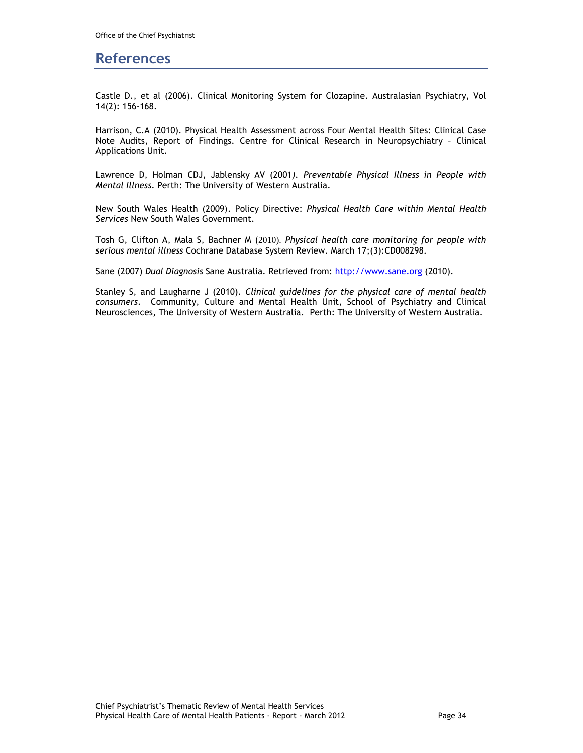# References

Castle D., et al (2006). Clinical Monitoring System for Clozapine. Australasian Psychiatry, Vol 14(2): 156-168.

Harrison, C.A (2010). Physical Health Assessment across Four Mental Health Sites: Clinical Case Note Audits, Report of Findings. Centre for Clinical Research in Neuropsychiatry – Clinical Applications Unit.

Lawrence D, Holman CDJ, Jablensky AV (2001*)*. *Preventable Physical Illness in People with Mental Illness*. Perth: The University of Western Australia.

New South Wales Health (2009). Policy Directive: *Physical Health Care within Mental Health Services* New South Wales Government.

Tosh G, Clifton A, Mala S, Bachner M (2010). *Physical health care monitoring for people with serious mental illness* Cochrane Database System Review. March 17;(3):CD008298.

Sane (2007) *Dual Diagnosis* Sane Australia. Retrieved from: http://www.sane.org (2010).

Stanley S, and Laugharne J (2010). *Clinical guidelines for the physical care of mental health consumers*. Community, Culture and Mental Health Unit, School of Psychiatry and Clinical Neurosciences, The University of Western Australia. Perth: The University of Western Australia.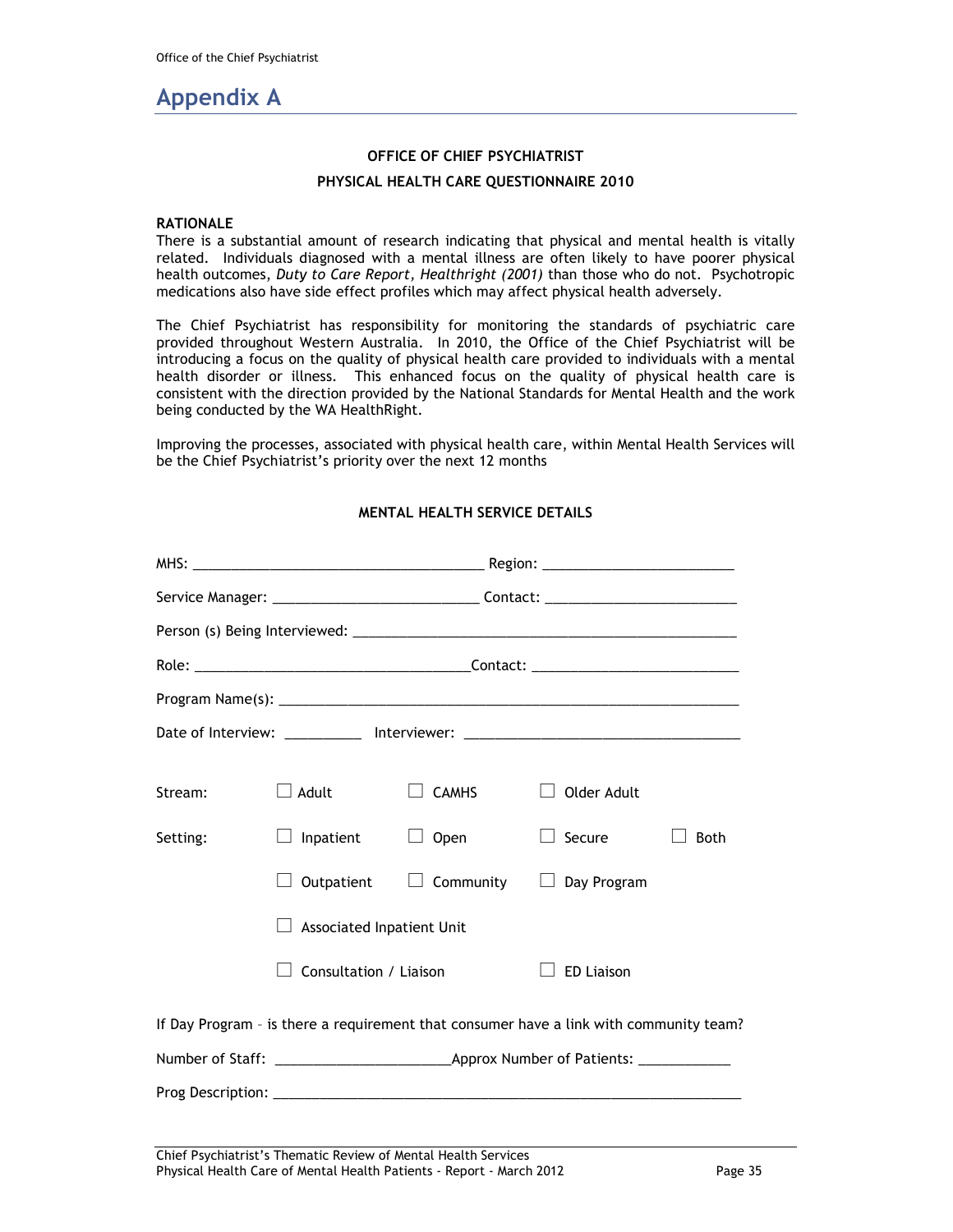# Appendix A

**OFFICE OF CHIEF PSYCHIATRIST**

**PHYSICAL HEALTH CARE QUESTIONNAIRE 2010**

**RATIONALE**

There is a substantial amount of research indicating that physical and mental health is vitally related. Individuals diagnosed with a mental illness are often likely to have poorer physical health outcomes, *Duty to Care Report, Healthright (2001)* than those who do not. Psychotropic medications also have side effect profiles which may affect physical health adversely.

The Chief Psychiatrist has responsibility for monitoring the standards of psychiatric care provided throughout Western Australia. In 2010, the Office of the Chief Psychiatrist will be introducing a focus on the quality of physical health care provided to individuals with a mental health disorder or illness. This enhanced focus on the quality of physical health care is consistent with the direction provided by the National Standards for Mental Health and the work being conducted by the WA HealthRight.

Improving the processes, associated with physical health care, within Mental Health Services will be the Chief Psychiatrist's priority over the next 12 months

**MENTAL HEALTH SERVICE DETAILS**

MHS: ______________________________________ Region: ________________________

Service Manager: __________________________ Contact: ________________________

Person (s) Being Interviewed: __________________________________________________

Role: _________________________________Contact: __________________________

Program Name(s): _________________________________________________________

Date of Interview: _________ Interviewer: __________________________________

Stream: ☐ Adult ☐ CAMHS ☐ Older Adult

Setting: ☐ Inpatient ☐ Open ☐ Secure ☐ Both

☐ Outpatient ☐ Community ☐ Day Program

☐ Associated Inpatient Unit

☐ Consultation / Liaison ☐ ED Liaison

If Day Program – is there a requirement that consumer have a link with community team?

Number of Staff: _____________________Approx Number of Patients: ___________

Prog Description: ______________________________________________________________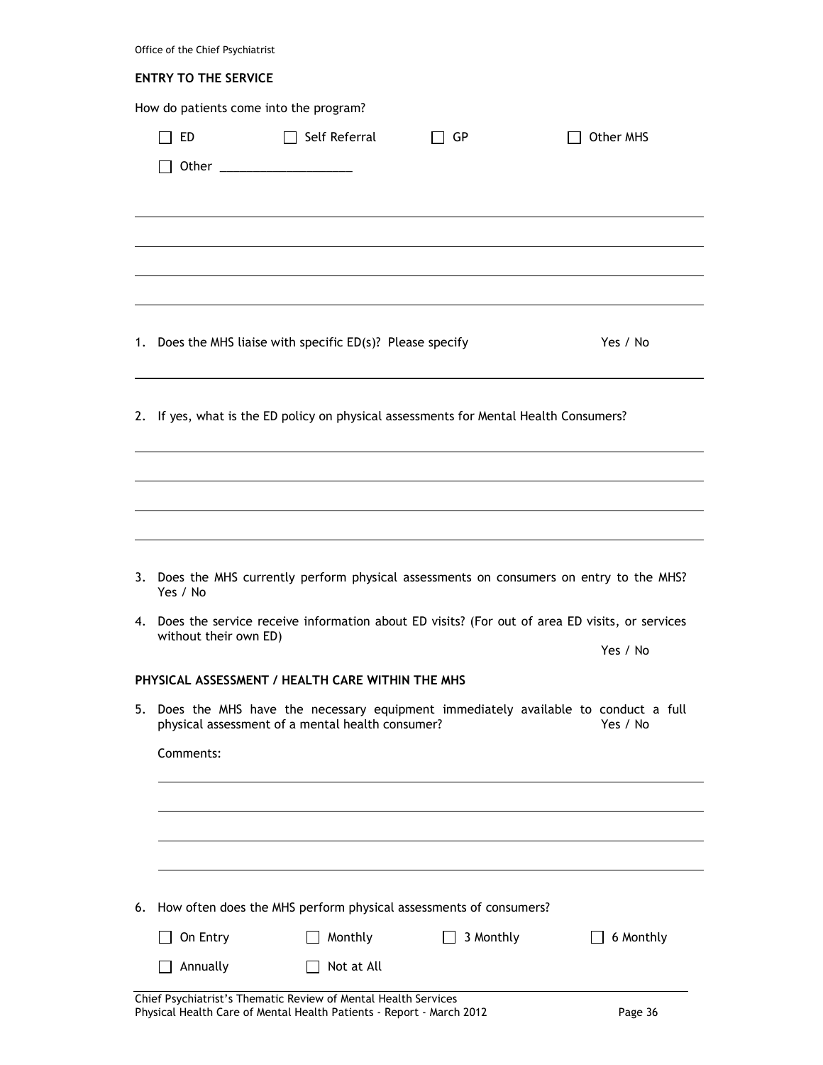## ENTRY TO THE SERVICE

How do patients come into the program?

- ☐ ED
- ☐ Self Referral
- ☐ GP
- ☐ Other MHS
- ☐ Other ____________________

1. Does the MHS liaise with specific ED(s)? Please specify Yes / No

2. If yes, what is the ED policy on physical assessments for Mental Health Consumers?

3. Does the MHS currently perform physical assessments on consumers on entry to the MHS? Yes / No

4. Does the service receive information about ED visits? (For out of area ED visits, or services without their own ED) Yes / No

## PHYSICAL ASSESSMENT / HEALTH CARE WITHIN THE MHS

5. Does the MHS have the necessary equipment immediately available to conduct a full physical assessment of a mental health consumer? Yes / No

   Comments:

6. How often does the MHS perform physical assessments of consumers?

   - ☐ On Entry
   - ☐ Monthly
   - ☐ 3 Monthly
   - ☐ 6 Monthly
   - ☐ Annually
   - ☐ Not at All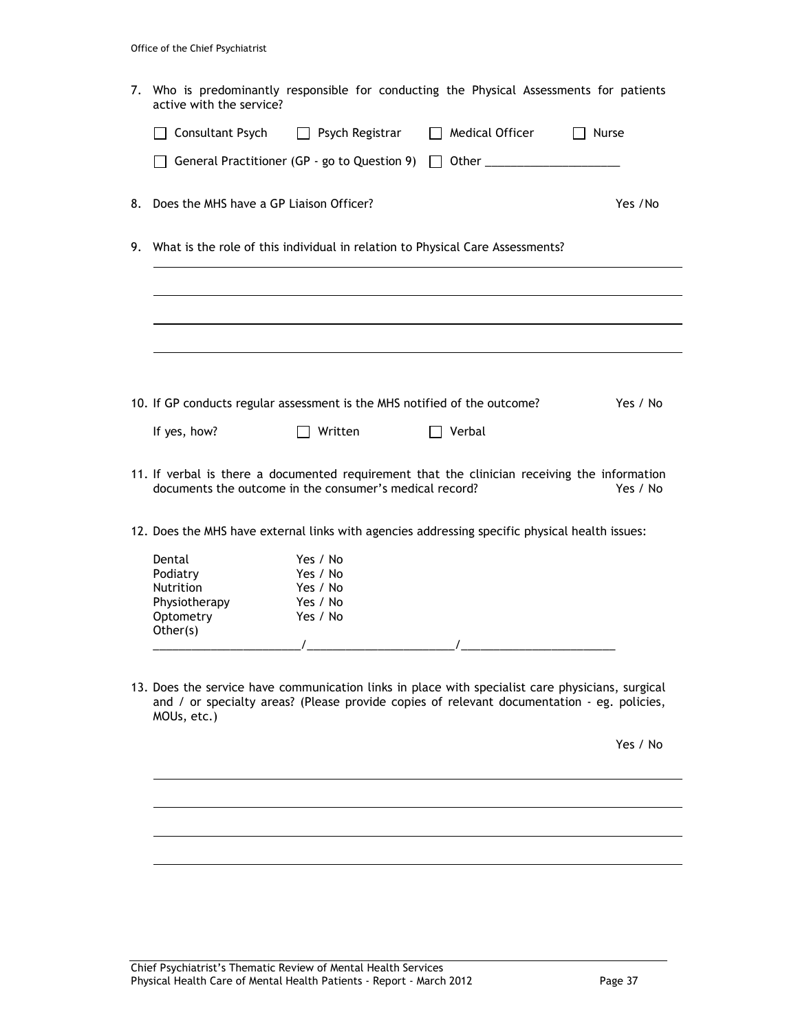7. Who is predominantly responsible for conducting the Physical Assessments for patients active with the service?

   ☐ Consultant Psych ☐ Psych Registrar ☐ Medical Officer ☐ Nurse

   ☐ General Practitioner (GP - go to Question 9) ☐ Other ____________________

8. Does the MHS have a GP Liaison Officer? Yes / No

9. What is the role of this individual in relation to Physical Care Assessments?

   ______________________________________________________________________

   ______________________________________________________________________

   ______________________________________________________________________

   ______________________________________________________________________

10. If GP conducts regular assessment is the MHS notified of the outcome? Yes / No

    If yes, how? ☐ Written ☐ Verbal

11. If verbal is there a documented requirement that the clinician receiving the information documents the outcome in the consumer's medical record? Yes / No

12. Does the MHS have external links with agencies addressing specific physical health issues:

    Dental Yes / No
    Podiatry Yes / No
    Nutrition Yes / No
    Physiotherapy Yes / No
    Optometry Yes / No
    Other(s)
    ______________________/______________________/______________________

13. Does the service have communication links in place with specialist care physicians, surgical and / or specialty areas? (Please provide copies of relevant documentation - eg. policies, MOUs, etc.)

    Yes / No

    ______________________________________________________________________

    ______________________________________________________________________

    ______________________________________________________________________

    ______________________________________________________________________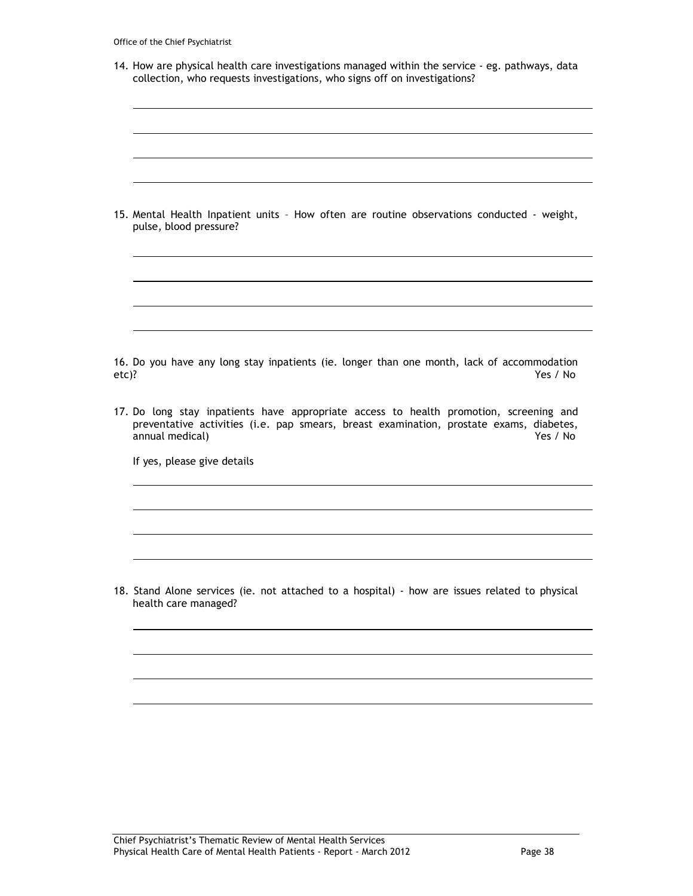14. How are physical health care investigations managed within the service - eg. pathways, data collection, who requests investigations, who signs off on investigations?

15. Mental Health Inpatient units – How often are routine observations conducted - weight, pulse, blood pressure?

16. Do you have any long stay inpatients (ie. longer than one month, lack of accommodation etc)? Yes / No

17. Do long stay inpatients have appropriate access to health promotion, screening and preventative activities (i.e. pap smears, breast examination, prostate exams, diabetes, annual medical) Yes / No

    If yes, please give details

18. Stand Alone services (ie. not attached to a hospital) - how are issues related to physical health care managed?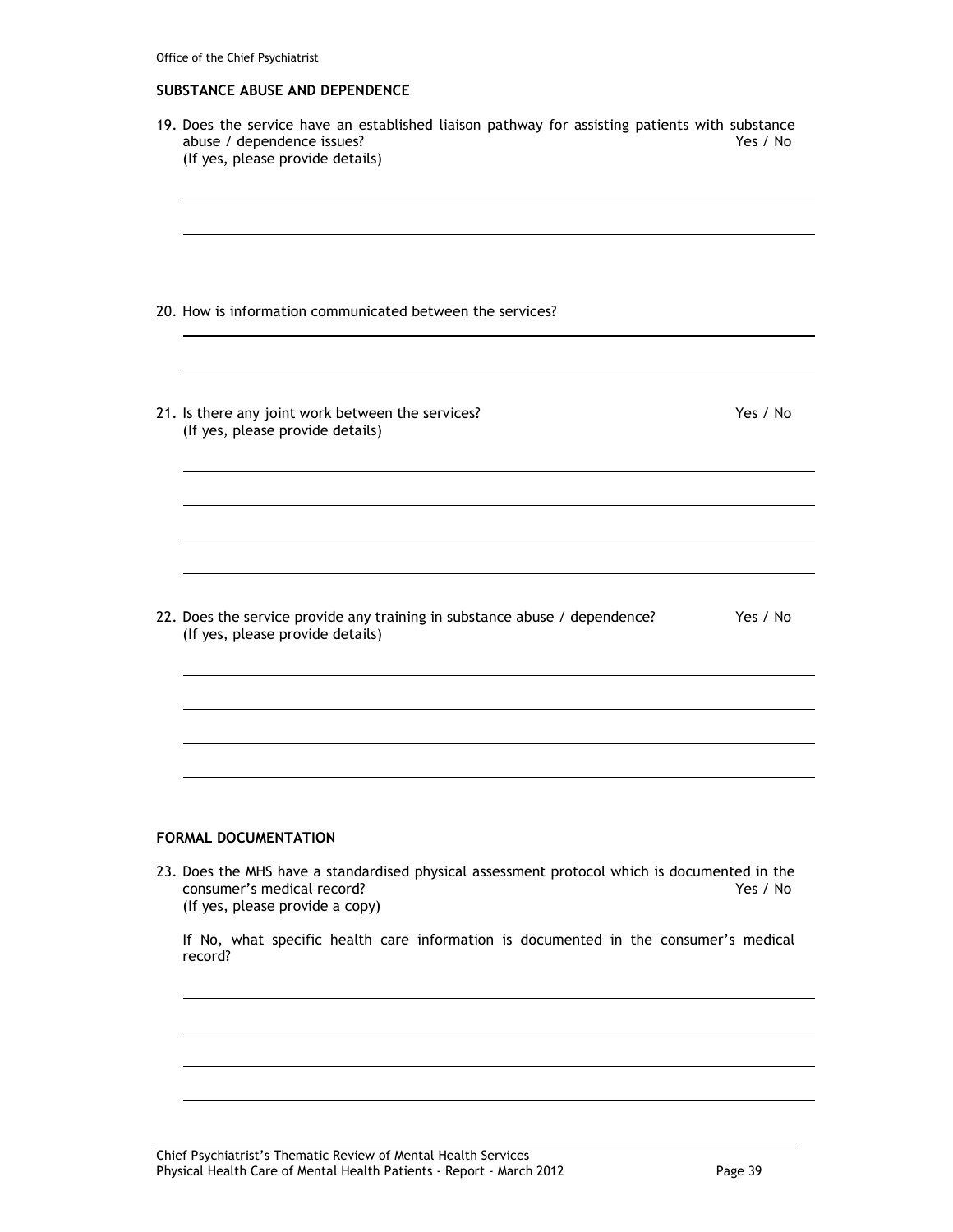### SUBSTANCE ABUSE AND DEPENDENCE

19. Does the service have an established liaison pathway for assisting patients with substance abuse / dependence issues? Yes / No
    (If yes, please provide details)

20. How is information communicated between the services?

21. Is there any joint work between the services? Yes / No
    (If yes, please provide details)

22. Does the service provide any training in substance abuse / dependence? Yes / No
    (If yes, please provide details)

### FORMAL DOCUMENTATION

23. Does the MHS have a standardised physical assessment protocol which is documented in the consumer's medical record? Yes / No
    (If yes, please provide a copy)

    If No, what specific health care information is documented in the consumer's medical record?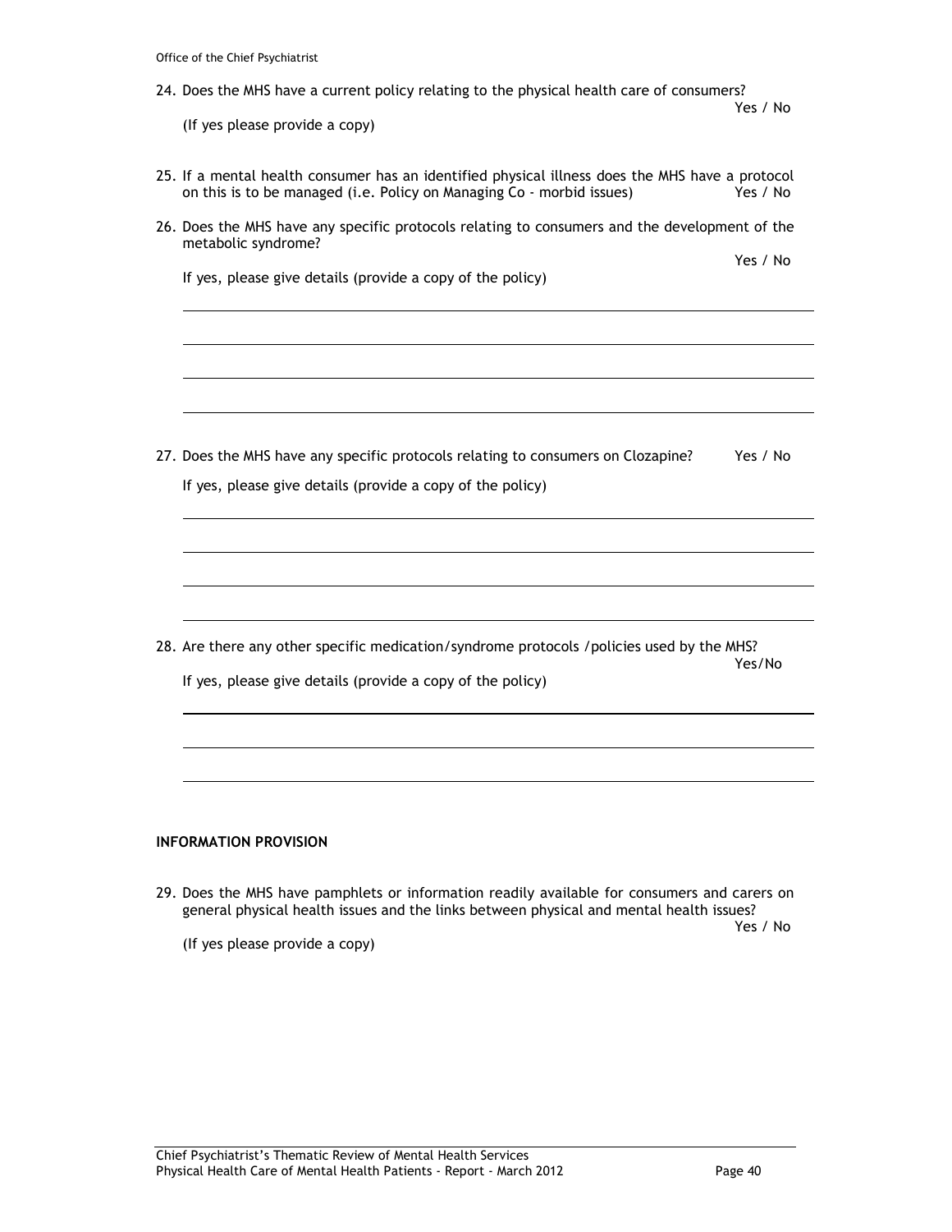24. Does the MHS have a current policy relating to the physical health care of consumers? Yes / No

    (If yes please provide a copy)

25. If a mental health consumer has an identified physical illness does the MHS have a protocol on this is to be managed (i.e. Policy on Managing Co - morbid issues) Yes / No

26. Does the MHS have any specific protocols relating to consumers and the development of the metabolic syndrome? Yes / No

    If yes, please give details (provide a copy of the policy)

    ______________________________________________

    ______________________________________________

    ______________________________________________

    ______________________________________________

27. Does the MHS have any specific protocols relating to consumers on Clozapine? Yes / No

    If yes, please give details (provide a copy of the policy)

    ______________________________________________

    ______________________________________________

    ______________________________________________

    ______________________________________________

28. Are there any other specific medication/syndrome protocols /policies used by the MHS? Yes/No

    If yes, please give details (provide a copy of the policy)

    ______________________________________________

    ______________________________________________

    ______________________________________________

**INFORMATION PROVISION**

29. Does the MHS have pamphlets or information readily available for consumers and carers on general physical health issues and the links between physical and mental health issues? Yes / No

    (If yes please provide a copy)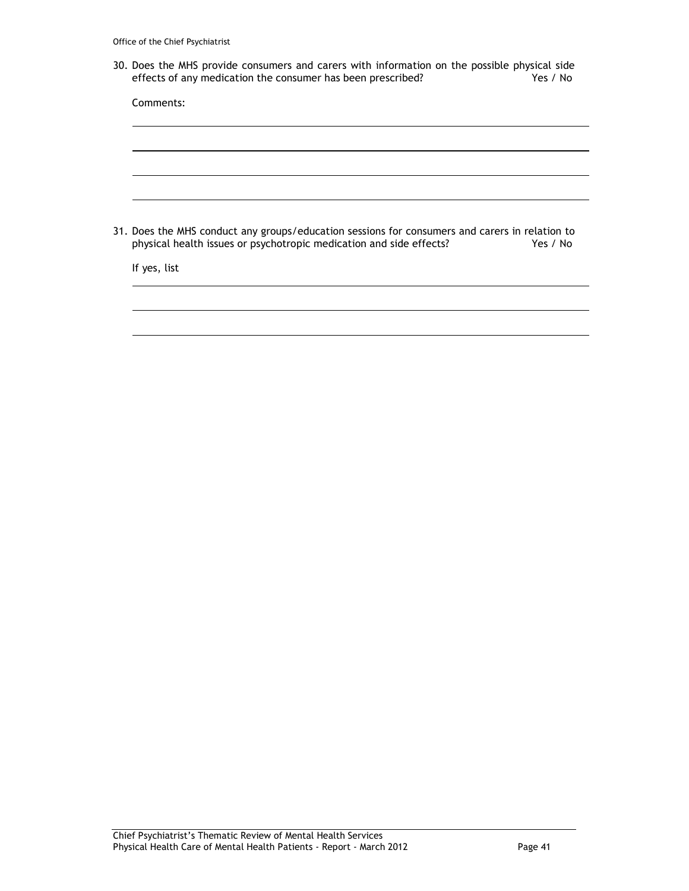30. Does the MHS provide consumers and carers with information on the possible physical side effects of any medication the consumer has been prescribed? Yes / No

    Comments:

    ______________________________________________________________________

    ______________________________________________________________________

    ______________________________________________________________________

    ______________________________________________________________________

31. Does the MHS conduct any groups/education sessions for consumers and carers in relation to physical health issues or psychotropic medication and side effects? Yes / No

    If yes, list

    ______________________________________________________________________

    ______________________________________________________________________

    ______________________________________________________________________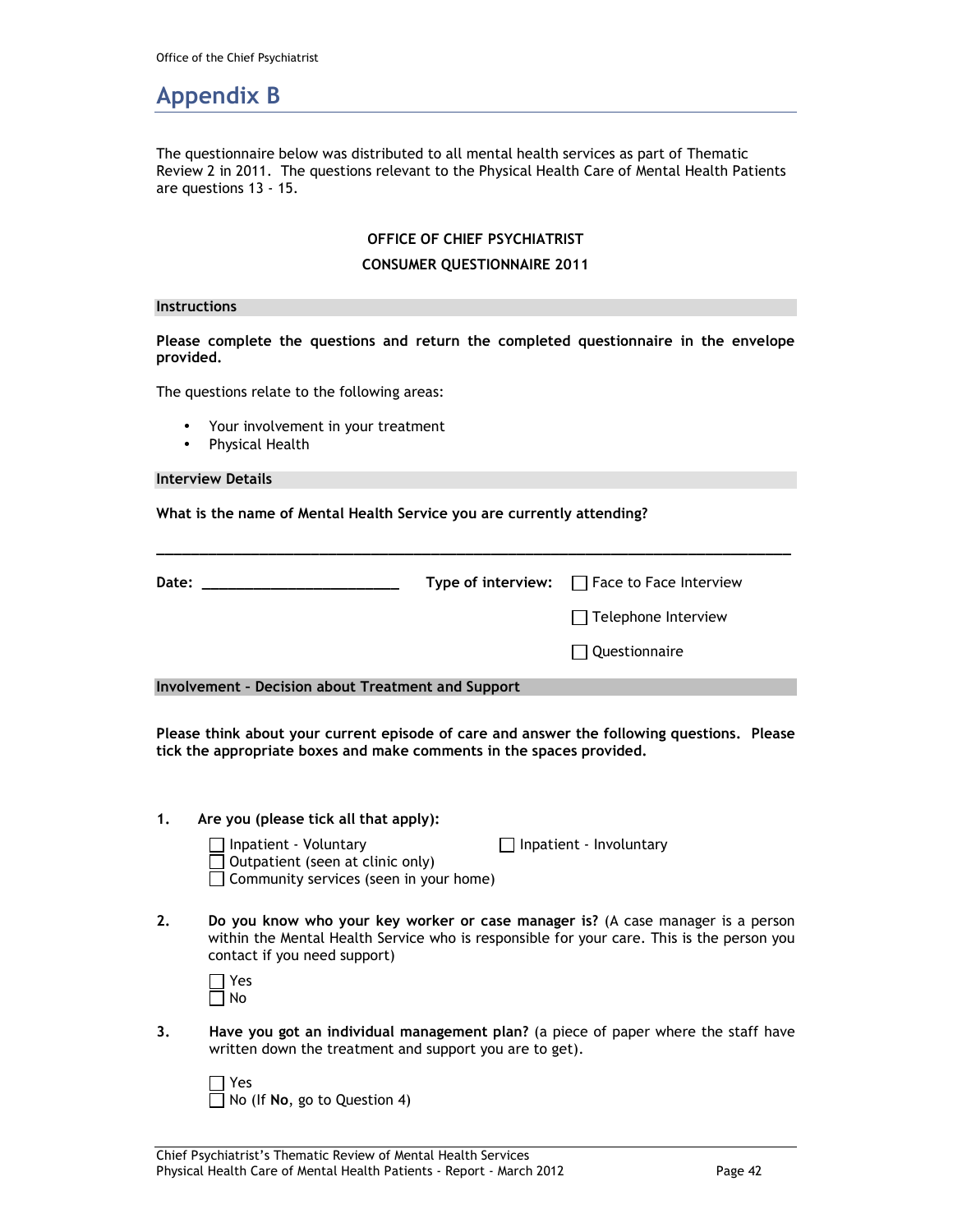# Appendix B

The questionnaire below was distributed to all mental health services as part of Thematic Review 2 in 2011. The questions relevant to the Physical Health Care of Mental Health Patients are questions 13 - 15.

**OFFICE OF CHIEF PSYCHIATRIST**

**CONSUMER QUESTIONNAIRE 2011**

### Instructions

**Please complete the questions and return the completed questionnaire in the envelope provided.**

The questions relate to the following areas:

- Your involvement in your treatment
- Physical Health

### Interview Details

**What is the name of Mental Health Service you are currently attending?**

______________________________________________________________________________

**Date:** _________________________ **Type of interview:** ☐ Face to Face Interview

☐ Telephone Interview

☐ Questionnaire

### Involvement – Decision about Treatment and Support

**Please think about your current episode of care and answer the following questions. Please tick the appropriate boxes and make comments in the spaces provided.**

1. **Are you (please tick all that apply):**

   ☐ Inpatient - Voluntary ☐ Inpatient - Involuntary
   ☐ Outpatient (seen at clinic only)
   ☐ Community services (seen in your home)

2. **Do you know who your key worker or case manager is?** (A case manager is a person within the Mental Health Service who is responsible for your care. This is the person you contact if you need support)

   ☐ Yes
   ☐ No

3. **Have you got an individual management plan?** (a piece of paper where the staff have written down the treatment and support you are to get).

   ☐ Yes
   ☐ No (If **No**, go to Question 4)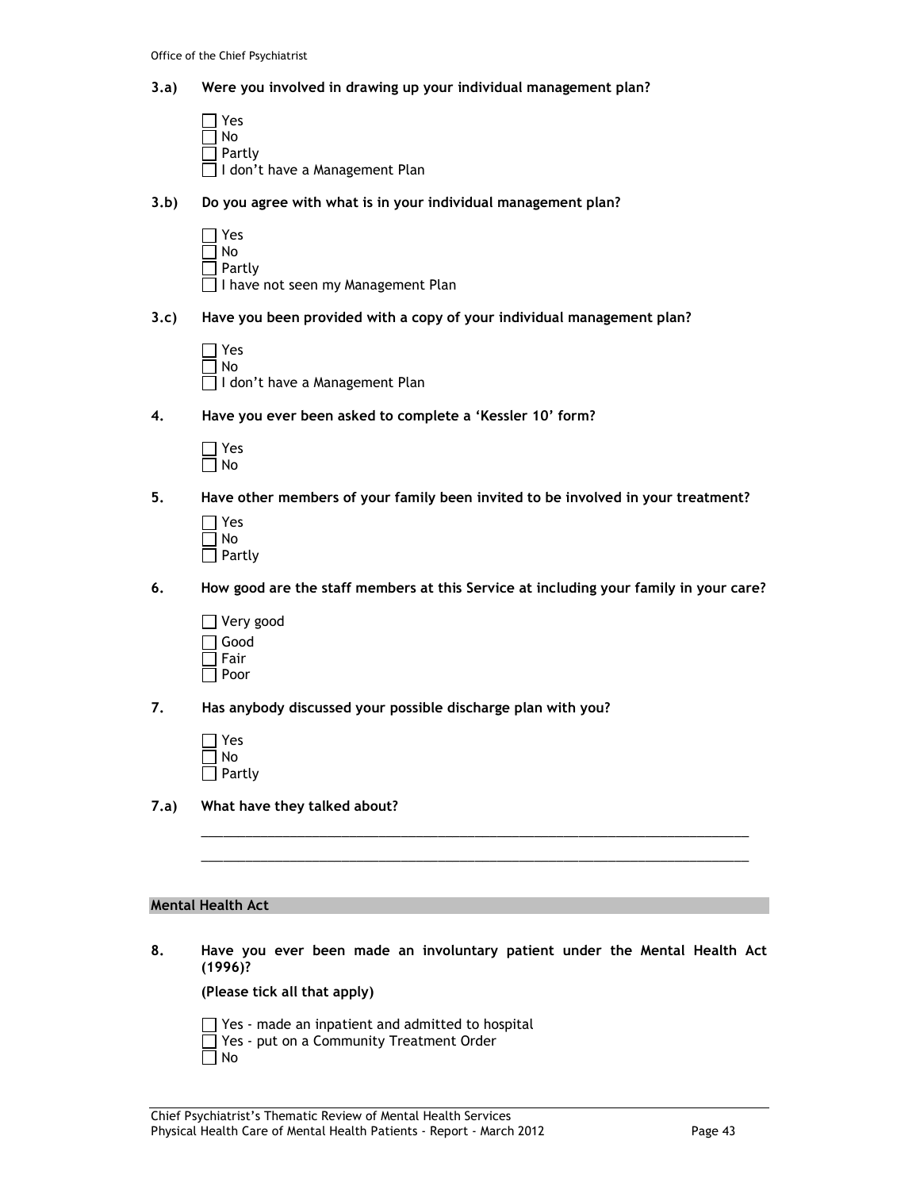**3.a) Were you involved in drawing up your individual management plan?**

- ☐ Yes
- ☐ No
- ☐ Partly
- ☐ I don't have a Management Plan

**3.b) Do you agree with what is in your individual management plan?**

- ☐ Yes
- ☐ No
- ☐ Partly
- ☐ I have not seen my Management Plan

**3.c) Have you been provided with a copy of your individual management plan?**

- ☐ Yes
- ☐ No
- ☐ I don't have a Management Plan

**4. Have you ever been asked to complete a 'Kessler 10' form?**

- ☐ Yes
- ☐ No

**5. Have other members of your family been invited to be involved in your treatment?**

- ☐ Yes
- ☐ No
- ☐ Partly

**6. How good are the staff members at this Service at including your family in your care?**

- ☐ Very good
- ☐ Good
- ☐ Fair
- ☐ Poor

**7. Has anybody discussed your possible discharge plan with you?**

- ☐ Yes
- ☐ No
- ☐ Partly

**7.a) What have they talked about?**

______________________________________________________________________________

______________________________________________________________________________

## Mental Health Act

**8. Have you ever been made an involuntary patient under the Mental Health Act (1996)?**

**(Please tick all that apply)**

- ☐ Yes - made an inpatient and admitted to hospital
- ☐ Yes - put on a Community Treatment Order
- ☐ No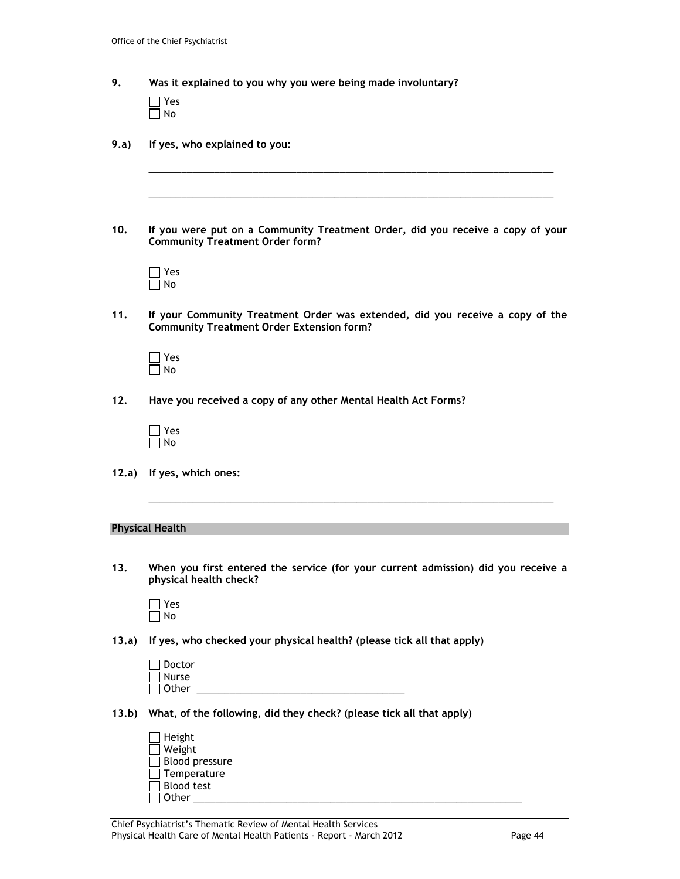**9. Was it explained to you why you were being made involuntary?**

- ☐ Yes
- ☐ No

**9.a) If yes, who explained to you:**

\_\_\_\_\_\_\_\_\_\_\_\_\_\_\_\_\_\_\_\_\_\_\_\_\_\_\_\_\_\_\_\_\_\_\_\_\_\_\_\_\_\_\_\_\_\_\_\_\_\_\_\_\_\_\_\_\_\_\_\_\_\_\_\_\_\_\_\_\_\_\_\_

\_\_\_\_\_\_\_\_\_\_\_\_\_\_\_\_\_\_\_\_\_\_\_\_\_\_\_\_\_\_\_\_\_\_\_\_\_\_\_\_\_\_\_\_\_\_\_\_\_\_\_\_\_\_\_\_\_\_\_\_\_\_\_\_\_\_\_\_\_\_\_\_

**10. If you were put on a Community Treatment Order, did you receive a copy of your Community Treatment Order form?**

- ☐ Yes
- ☐ No

**11. If your Community Treatment Order was extended, did you receive a copy of the Community Treatment Order Extension form?**

- ☐ Yes
- ☐ No

**12. Have you received a copy of any other Mental Health Act Forms?**

- ☐ Yes
- ☐ No

**12.a) If yes, which ones:**

\_\_\_\_\_\_\_\_\_\_\_\_\_\_\_\_\_\_\_\_\_\_\_\_\_\_\_\_\_\_\_\_\_\_\_\_\_\_\_\_\_\_\_\_\_\_\_\_\_\_\_\_\_\_\_\_\_\_\_\_\_\_\_\_\_\_\_\_\_\_\_\_

## Physical Health

**13. When you first entered the service (for your current admission) did you receive a physical health check?**

- ☐ Yes
- ☐ No

**13.a) If yes, who checked your physical health? (please tick all that apply)**

- ☐ Doctor
- ☐ Nurse
- ☐ Other \_\_\_\_\_\_\_\_\_\_\_\_\_\_\_\_\_\_\_\_\_\_\_\_\_\_\_\_\_\_\_\_\_\_\_\_\_\_\_

**13.b) What, of the following, did they check? (please tick all that apply)**

- ☐ Height
- ☐ Weight
- ☐ Blood pressure
- ☐ Temperature
- ☐ Blood test
- ☐ Other \_\_\_\_\_\_\_\_\_\_\_\_\_\_\_\_\_\_\_\_\_\_\_\_\_\_\_\_\_\_\_\_\_\_\_\_\_\_\_\_\_\_\_\_\_\_\_\_\_\_\_\_\_\_\_\_\_\_\_\_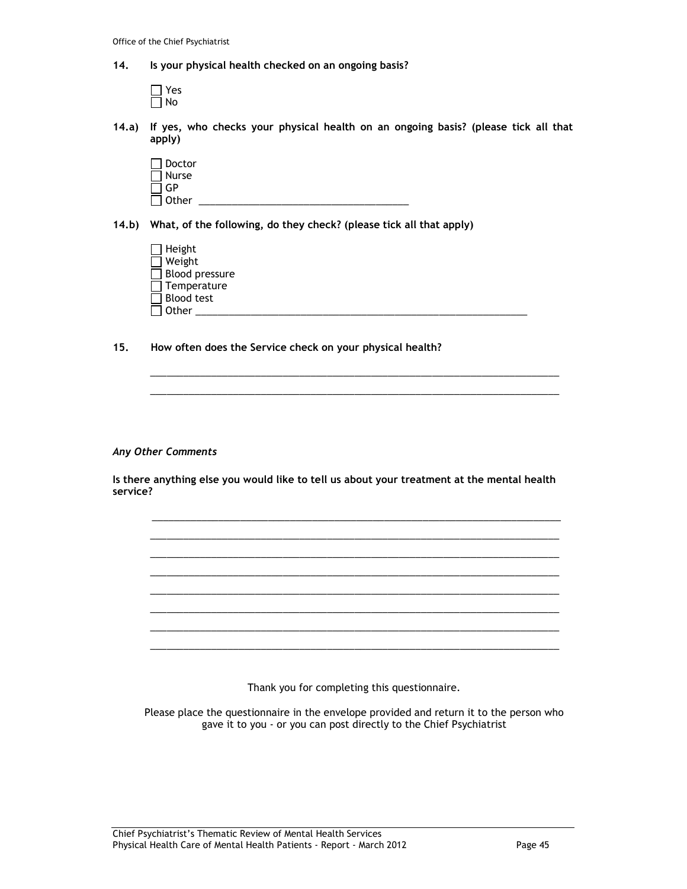**14. Is your physical health checked on an ongoing basis?**

- ☐ Yes
- ☐ No

**14.a) If yes, who checks your physical health on an ongoing basis? (please tick all that apply)**

- ☐ Doctor
- ☐ Nurse
- ☐ GP
- ☐ Other ______________________________________

**14.b) What, of the following, do they check? (please tick all that apply)**

- ☐ Height
- ☐ Weight
- ☐ Blood pressure
- ☐ Temperature
- ☐ Blood test
- ☐ Other ______________________________________________________________

**15. How often does the Service check on your physical health?**

______________________________________________________________________________

______________________________________________________________________________

***Any Other Comments***

**Is there anything else you would like to tell us about your treatment at the mental health service?**

______________________________________________________________________________

______________________________________________________________________________

______________________________________________________________________________

______________________________________________________________________________

______________________________________________________________________________

______________________________________________________________________________

______________________________________________________________________________

______________________________________________________________________________

Thank you for completing this questionnaire.

Please place the questionnaire in the envelope provided and return it to the person who gave it to you - or you can post directly to the Chief Psychiatrist